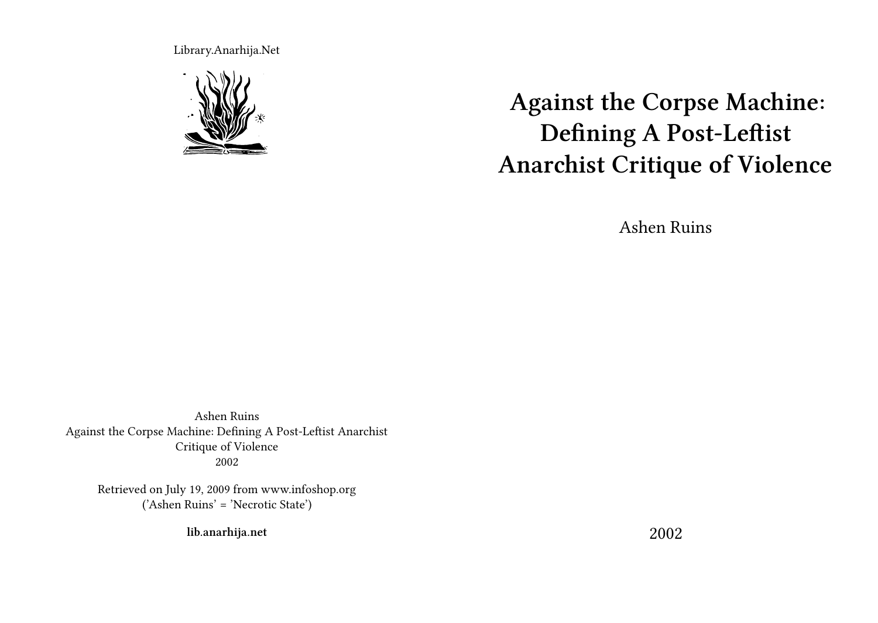Library.Anarhija.Net

# Against the Corpse Machine: Defining A Post-Leftist Anarchist Critique of Violence

Ashen Ruins

2002

Ashen Ruins
Against the Corpse Machine: Defining A Post-Leftist Anarchist Critique of Violence
2002

Retrieved on July 19, 2009 from www.infoshop.org
('Ashen Ruins' = 'Necrotic State')

**lib.anarhija.net**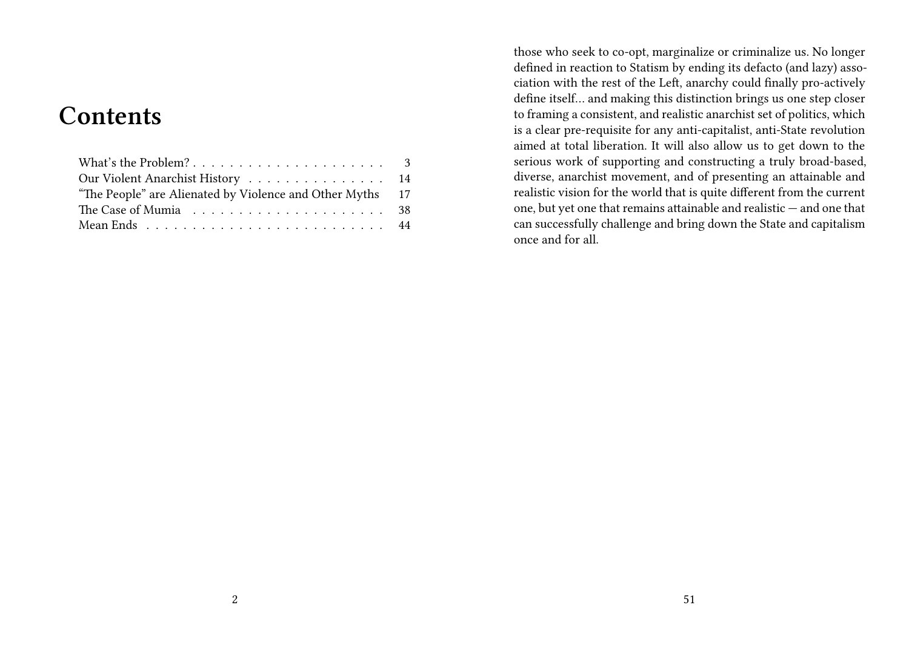# Contents

What's the Problem? . . . . . . . . . . . . . . . . . . . . . 3
Our Violent Anarchist History . . . . . . . . . . . . . . . 14
"The People" are Alienated by Violence and Other Myths 17
The Case of Mumia . . . . . . . . . . . . . . . . . . . . . 38
Mean Ends . . . . . . . . . . . . . . . . . . . . . . . . . . 44

those who seek to co-opt, marginalize or criminalize us. No longer defined in reaction to Statism by ending its defacto (and lazy) association with the rest of the Left, anarchy could finally pro-actively define itself… and making this distinction brings us one step closer to framing a consistent, and realistic anarchist set of politics, which is a clear pre-requisite for any anti-capitalist, anti-State revolution aimed at total liberation. It will also allow us to get down to the serious work of supporting and constructing a truly broad-based, diverse, anarchist movement, and of presenting an attainable and realistic vision for the world that is quite different from the current one, but yet one that remains attainable and realistic — and one that can successfully challenge and bring down the State and capitalism once and for all.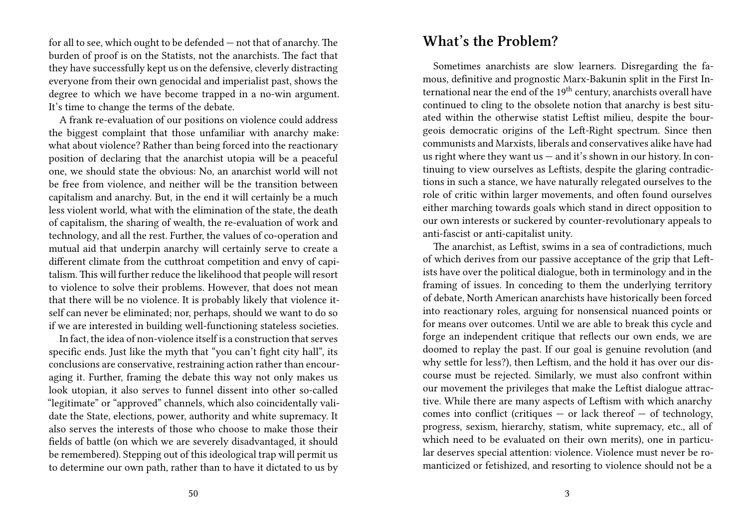for all to see, which ought to be defended — not that of anarchy. The burden of proof is on the Statists, not the anarchists. The fact that they have successfully kept us on the defensive, cleverly distracting everyone from their own genocidal and imperialist past, shows the degree to which we have become trapped in a no-win argument. It's time to change the terms of the debate.

A frank re-evaluation of our positions on violence could address the biggest complaint that those unfamiliar with anarchy make: what about violence? Rather than being forced into the reactionary position of declaring that the anarchist utopia will be a peaceful one, we should state the obvious: No, an anarchist world will not be free from violence, and neither will be the transition between capitalism and anarchy. But, in the end it will certainly be a much less violent world, what with the elimination of the state, the death of capitalism, the sharing of wealth, the re-evaluation of work and technology, and all the rest. Further, the values of co-operation and mutual aid that underpin anarchy will certainly serve to create a different climate from the cutthroat competition and envy of capitalism. This will further reduce the likelihood that people will resort to violence to solve their problems. However, that does not mean that there will be no violence. It is probably likely that violence itself can never be eliminated; nor, perhaps, should we want to do so if we are interested in building well-functioning stateless societies.

In fact, the idea of non-violence itself is a construction that serves specific ends. Just like the myth that "you can't fight city hall", its conclusions are conservative, restraining action rather than encouraging it. Further, framing the debate this way not only makes us look utopian, it also serves to funnel dissent into other so-called "legitimate" or "approved" channels, which also coincidentally validate the State, elections, power, authority and white supremacy. It also serves the interests of those who choose to make those their fields of battle (on which we are severely disadvantaged, it should be remembered). Stepping out of this ideological trap will permit us to determine our own path, rather than to have it dictated to us by

## What's the Problem?

Sometimes anarchists are slow learners. Disregarding the famous, definitive and prognostic Marx-Bakunin split in the First International near the end of the 19th century, anarchists overall have continued to cling to the obsolete notion that anarchy is best situated within the otherwise statist Leftist milieu, despite the bourgeois democratic origins of the Left-Right spectrum. Since then communists and Marxists, liberals and conservatives alike have had us right where they want us — and it's shown in our history. In continuing to view ourselves as Leftists, despite the glaring contradictions in such a stance, we have naturally relegated ourselves to the role of critic within larger movements, and often found ourselves either marching towards goals which stand in direct opposition to our own interests or suckered by counter-revolutionary appeals to anti-fascist or anti-capitalist unity.

The anarchist, as Leftist, swims in a sea of contradictions, much of which derives from our passive acceptance of the grip that Leftists have over the political dialogue, both in terminology and in the framing of issues. In conceding to them the underlying territory of debate, North American anarchists have historically been forced into reactionary roles, arguing for nonsensical nuanced points or for means over outcomes. Until we are able to break this cycle and forge an independent critique that reflects our own ends, we are doomed to replay the past. If our goal is genuine revolution (and why settle for less?), then Leftism, and the hold it has over our discourse must be rejected. Similarly, we must also confront within our movement the privileges that make the Leftist dialogue attractive. While there are many aspects of Leftism with which anarchy comes into conflict (critiques — or lack thereof — of technology, progress, sexism, hierarchy, statism, white supremacy, etc., all of which need to be evaluated on their own merits), one in particular deserves special attention: violence. Violence must never be romanticized or fetishized, and resorting to violence should not be a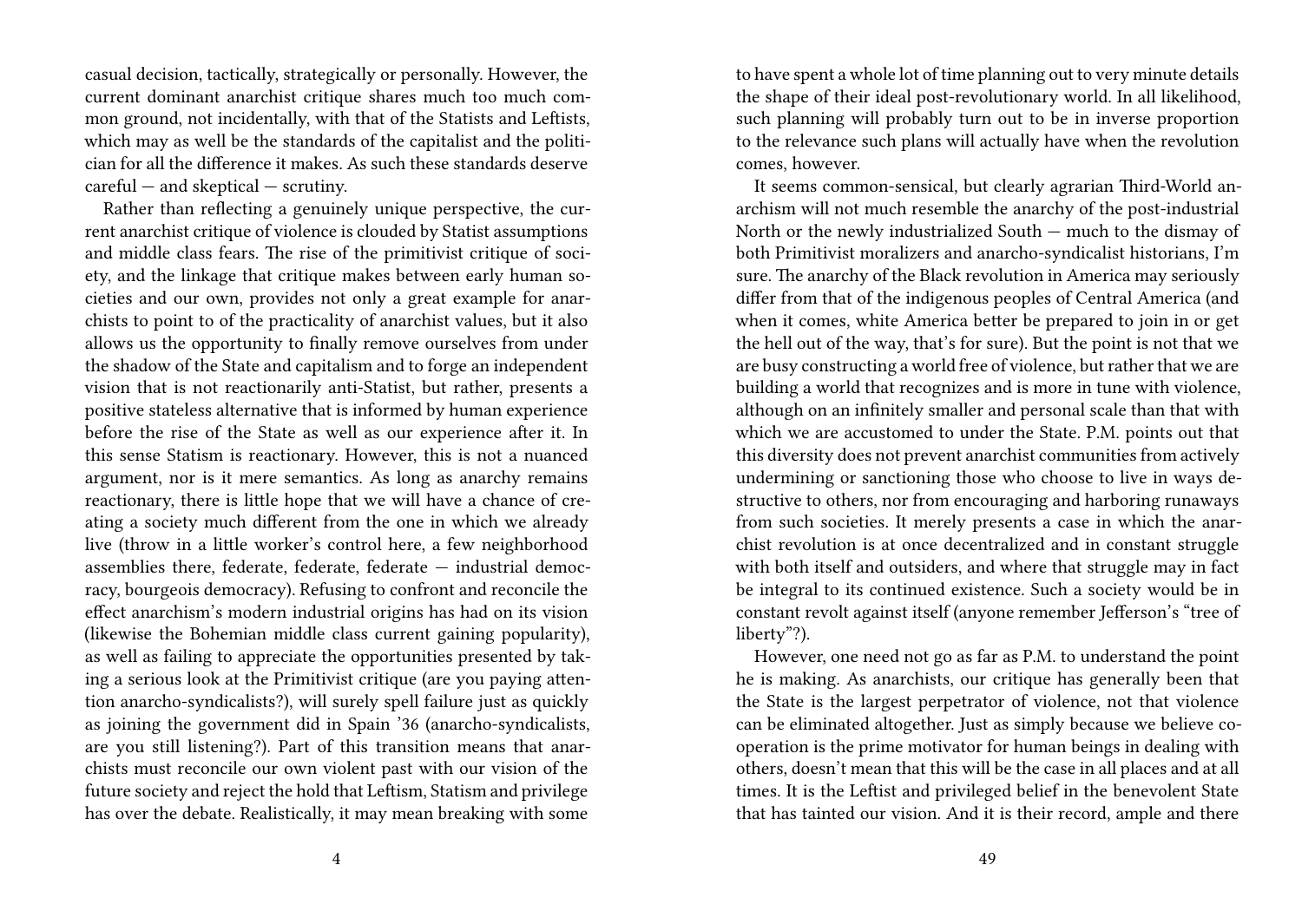casual decision, tactically, strategically or personally. However, the current dominant anarchist critique shares much too much common ground, not incidentally, with that of the Statists and Leftists, which may as well be the standards of the capitalist and the politician for all the difference it makes. As such these standards deserve careful — and skeptical — scrutiny.

Rather than reflecting a genuinely unique perspective, the current anarchist critique of violence is clouded by Statist assumptions and middle class fears. The rise of the primitivist critique of society, and the linkage that critique makes between early human societies and our own, provides not only a great example for anarchists to point to of the practicality of anarchist values, but it also allows us the opportunity to finally remove ourselves from under the shadow of the State and capitalism and to forge an independent vision that is not reactionarily anti-Statist, but rather, presents a positive stateless alternative that is informed by human experience before the rise of the State as well as our experience after it. In this sense Statism is reactionary. However, this is not a nuanced argument, nor is it mere semantics. As long as anarchy remains reactionary, there is little hope that we will have a chance of creating a society much different from the one in which we already live (throw in a little worker's control here, a few neighborhood assemblies there, federate, federate, federate — industrial democracy, bourgeois democracy). Refusing to confront and reconcile the effect anarchism's modern industrial origins has had on its vision (likewise the Bohemian middle class current gaining popularity), as well as failing to appreciate the opportunities presented by taking a serious look at the Primitivist critique (are you paying attention anarcho-syndicalists?), will surely spell failure just as quickly as joining the government did in Spain '36 (anarcho-syndicalists, are you still listening?). Part of this transition means that anarchists must reconcile our own violent past with our vision of the future society and reject the hold that Leftism, Statism and privilege has over the debate. Realistically, it may mean breaking with some

to have spent a whole lot of time planning out to very minute details the shape of their ideal post-revolutionary world. In all likelihood, such planning will probably turn out to be in inverse proportion to the relevance such plans will actually have when the revolution comes, however.

It seems common-sensical, but clearly agrarian Third-World anarchism will not much resemble the anarchy of the post-industrial North or the newly industrialized South — much to the dismay of both Primitivist moralizers and anarcho-syndicalist historians, I'm sure. The anarchy of the Black revolution in America may seriously differ from that of the indigenous peoples of Central America (and when it comes, white America better be prepared to join in or get the hell out of the way, that's for sure). But the point is not that we are busy constructing a world free of violence, but rather that we are building a world that recognizes and is more in tune with violence, although on an infinitely smaller and personal scale than that with which we are accustomed to under the State. P.M. points out that this diversity does not prevent anarchist communities from actively undermining or sanctioning those who choose to live in ways destructive to others, nor from encouraging and harboring runaways from such societies. It merely presents a case in which the anarchist revolution is at once decentralized and in constant struggle with both itself and outsiders, and where that struggle may in fact be integral to its continued existence. Such a society would be in constant revolt against itself (anyone remember Jefferson's "tree of liberty"?).

However, one need not go as far as P.M. to understand the point he is making. As anarchists, our critique has generally been that the State is the largest perpetrator of violence, not that violence can be eliminated altogether. Just as simply because we believe cooperation is the prime motivator for human beings in dealing with others, doesn't mean that this will be the case in all places and at all times. It is the Leftist and privileged belief in the benevolent State that has tainted our vision. And it is their record, ample and there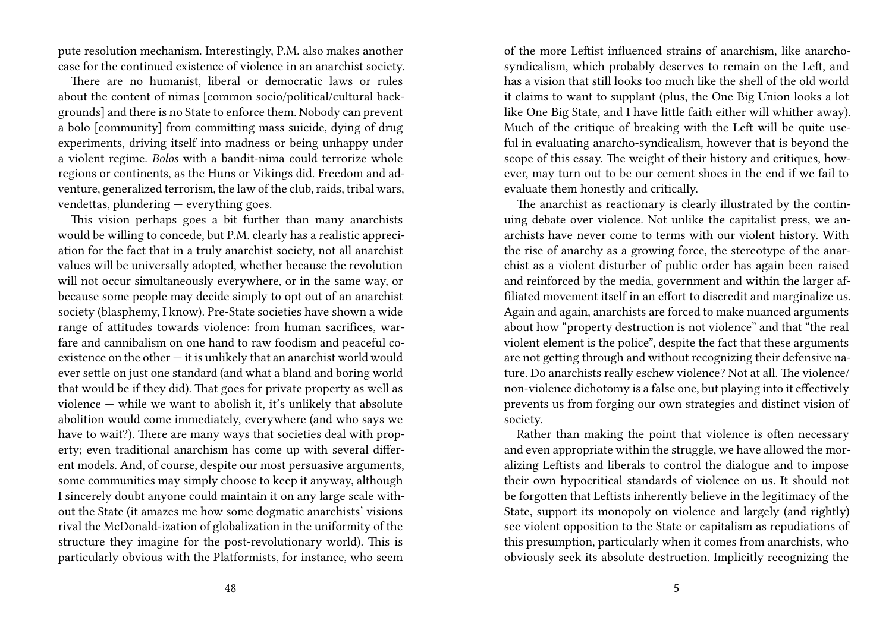pute resolution mechanism. Interestingly, P.M. also makes another case for the continued existence of violence in an anarchist society.

There are no humanist, liberal or democratic laws or rules about the content of nimas [common socio/political/cultural backgrounds] and there is no State to enforce them. Nobody can prevent a bolo [community] from committing mass suicide, dying of drug experiments, driving itself into madness or being unhappy under a violent regime. *Bolos* with a bandit-nima could terrorize whole regions or continents, as the Huns or Vikings did. Freedom and adventure, generalized terrorism, the law of the club, raids, tribal wars, vendettas, plundering — everything goes.

This vision perhaps goes a bit further than many anarchists would be willing to concede, but P.M. clearly has a realistic appreciation for the fact that in a truly anarchist society, not all anarchist values will be universally adopted, whether because the revolution will not occur simultaneously everywhere, or in the same way, or because some people may decide simply to opt out of an anarchist society (blasphemy, I know). Pre-State societies have shown a wide range of attitudes towards violence: from human sacrifices, warfare and cannibalism on one hand to raw foodism and peaceful coexistence on the other — it is unlikely that an anarchist world would ever settle on just one standard (and what a bland and boring world that would be if they did). That goes for private property as well as violence — while we want to abolish it, it's unlikely that absolute abolition would come immediately, everywhere (and who says we have to wait?). There are many ways that societies deal with property; even traditional anarchism has come up with several different models. And, of course, despite our most persuasive arguments, some communities may simply choose to keep it anyway, although I sincerely doubt anyone could maintain it on any large scale without the State (it amazes me how some dogmatic anarchists' visions rival the McDonald-ization of globalization in the uniformity of the structure they imagine for the post-revolutionary world). This is particularly obvious with the Platformists, for instance, who seem

of the more Leftist influenced strains of anarchism, like anarcho-syndicalism, which probably deserves to remain on the Left, and has a vision that still looks too much like the shell of the old world it claims to want to supplant (plus, the One Big Union looks a lot like One Big State, and I have little faith either will whither away). Much of the critique of breaking with the Left will be quite useful in evaluating anarcho-syndicalism, however that is beyond the scope of this essay. The weight of their history and critiques, however, may turn out to be our cement shoes in the end if we fail to evaluate them honestly and critically.

The anarchist as reactionary is clearly illustrated by the continuing debate over violence. Not unlike the capitalist press, we anarchists have never come to terms with our violent history. With the rise of anarchy as a growing force, the stereotype of the anarchist as a violent disturber of public order has again been raised and reinforced by the media, government and within the larger affiliated movement itself in an effort to discredit and marginalize us. Again and again, anarchists are forced to make nuanced arguments about how "property destruction is not violence" and that "the real violent element is the police", despite the fact that these arguments are not getting through and without recognizing their defensive nature. Do anarchists really eschew violence? Not at all. The violence/non-violence dichotomy is a false one, but playing into it effectively prevents us from forging our own strategies and distinct vision of society.

Rather than making the point that violence is often necessary and even appropriate within the struggle, we have allowed the moralizing Leftists and liberals to control the dialogue and to impose their own hypocritical standards of violence on us. It should not be forgotten that Leftists inherently believe in the legitimacy of the State, support its monopoly on violence and largely (and rightly) see violent opposition to the State or capitalism as repudiations of this presumption, particularly when it comes from anarchists, who obviously seek its absolute destruction. Implicitly recognizing the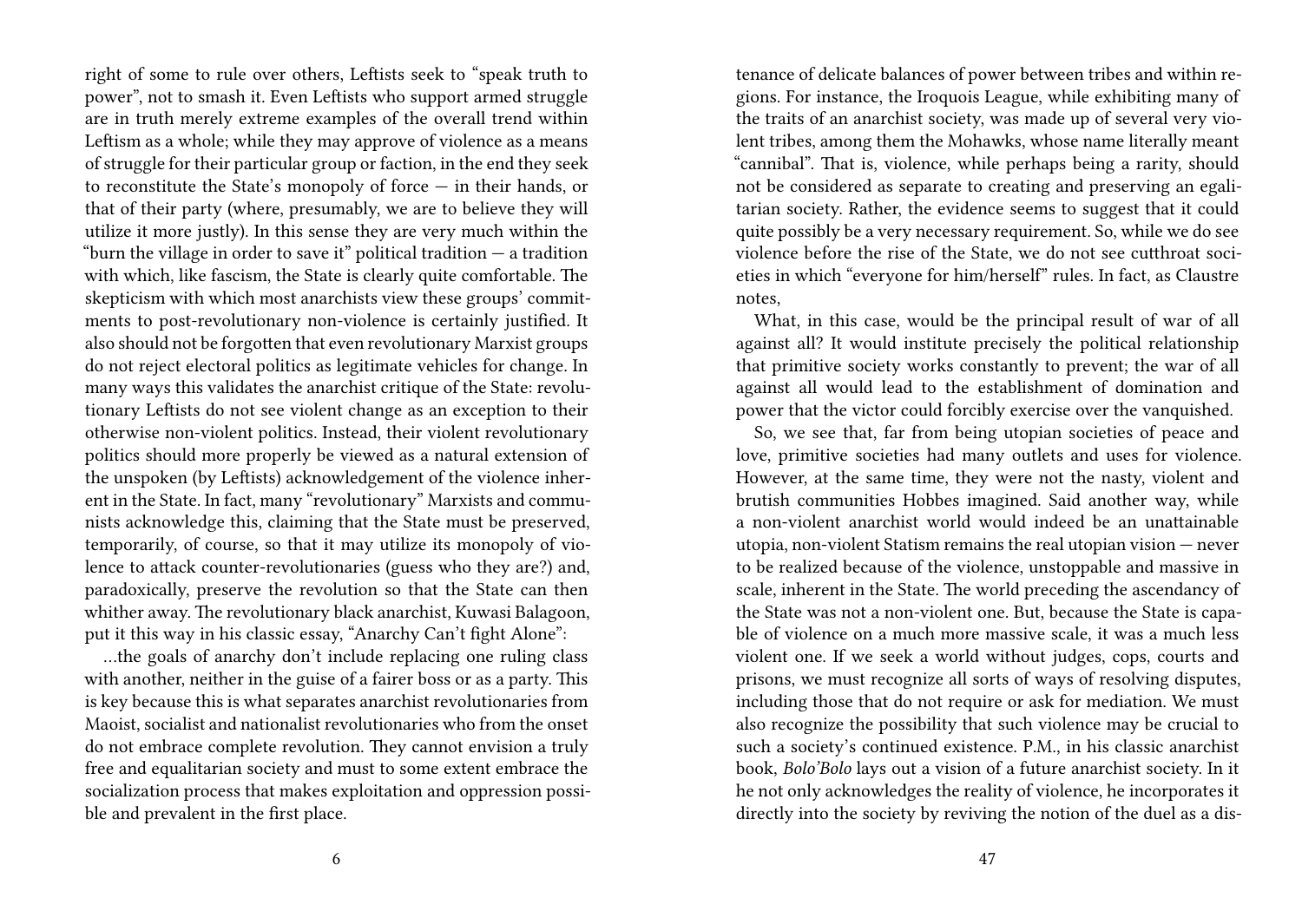right of some to rule over others, Leftists seek to "speak truth to power", not to smash it. Even Leftists who support armed struggle are in truth merely extreme examples of the overall trend within Leftism as a whole; while they may approve of violence as a means of struggle for their particular group or faction, in the end they seek to reconstitute the State's monopoly of force — in their hands, or that of their party (where, presumably, we are to believe they will utilize it more justly). In this sense they are very much within the "burn the village in order to save it" political tradition — a tradition with which, like fascism, the State is clearly quite comfortable. The skepticism with which most anarchists view these groups' commitments to post-revolutionary non-violence is certainly justified. It also should not be forgotten that even revolutionary Marxist groups do not reject electoral politics as legitimate vehicles for change. In many ways this validates the anarchist critique of the State: revolutionary Leftists do not see violent change as an exception to their otherwise non-violent politics. Instead, their violent revolutionary politics should more properly be viewed as a natural extension of the unspoken (by Leftists) acknowledgement of the violence inherent in the State. In fact, many "revolutionary" Marxists and communists acknowledge this, claiming that the State must be preserved, temporarily, of course, so that it may utilize its monopoly of violence to attack counter-revolutionaries (guess who they are?) and, paradoxically, preserve the revolution so that the State can then whither away. The revolutionary black anarchist, Kuwasi Balagoon, put it this way in his classic essay, "Anarchy Can't fight Alone":

…the goals of anarchy don't include replacing one ruling class with another, neither in the guise of a fairer boss or as a party. This is key because this is what separates anarchist revolutionaries from Maoist, socialist and nationalist revolutionaries who from the onset do not embrace complete revolution. They cannot envision a truly free and equalitarian society and must to some extent embrace the socialization process that makes exploitation and oppression possible and prevalent in the first place.

tenance of delicate balances of power between tribes and within regions. For instance, the Iroquois League, while exhibiting many of the traits of an anarchist society, was made up of several very violent tribes, among them the Mohawks, whose name literally meant "cannibal". That is, violence, while perhaps being a rarity, should not be considered as separate to creating and preserving an egalitarian society. Rather, the evidence seems to suggest that it could quite possibly be a very necessary requirement. So, while we do see violence before the rise of the State, we do not see cutthroat societies in which "everyone for him/herself" rules. In fact, as Claustre notes,

What, in this case, would be the principal result of war of all against all? It would institute precisely the political relationship that primitive society works constantly to prevent; the war of all against all would lead to the establishment of domination and power that the victor could forcibly exercise over the vanquished.

So, we see that, far from being utopian societies of peace and love, primitive societies had many outlets and uses for violence. However, at the same time, they were not the nasty, violent and brutish communities Hobbes imagined. Said another way, while a non-violent anarchist world would indeed be an unattainable utopia, non-violent Statism remains the real utopian vision — never to be realized because of the violence, unstoppable and massive in scale, inherent in the State. The world preceding the ascendancy of the State was not a non-violent one. But, because the State is capable of violence on a much more massive scale, it was a much less violent one. If we seek a world without judges, cops, courts and prisons, we must recognize all sorts of ways of resolving disputes, including those that do not require or ask for mediation. We must also recognize the possibility that such violence may be crucial to such a society's continued existence. P.M., in his classic anarchist book, *Bolo'Bolo* lays out a vision of a future anarchist society. In it he not only acknowledges the reality of violence, he incorporates it directly into the society by reviving the notion of the duel as a dis-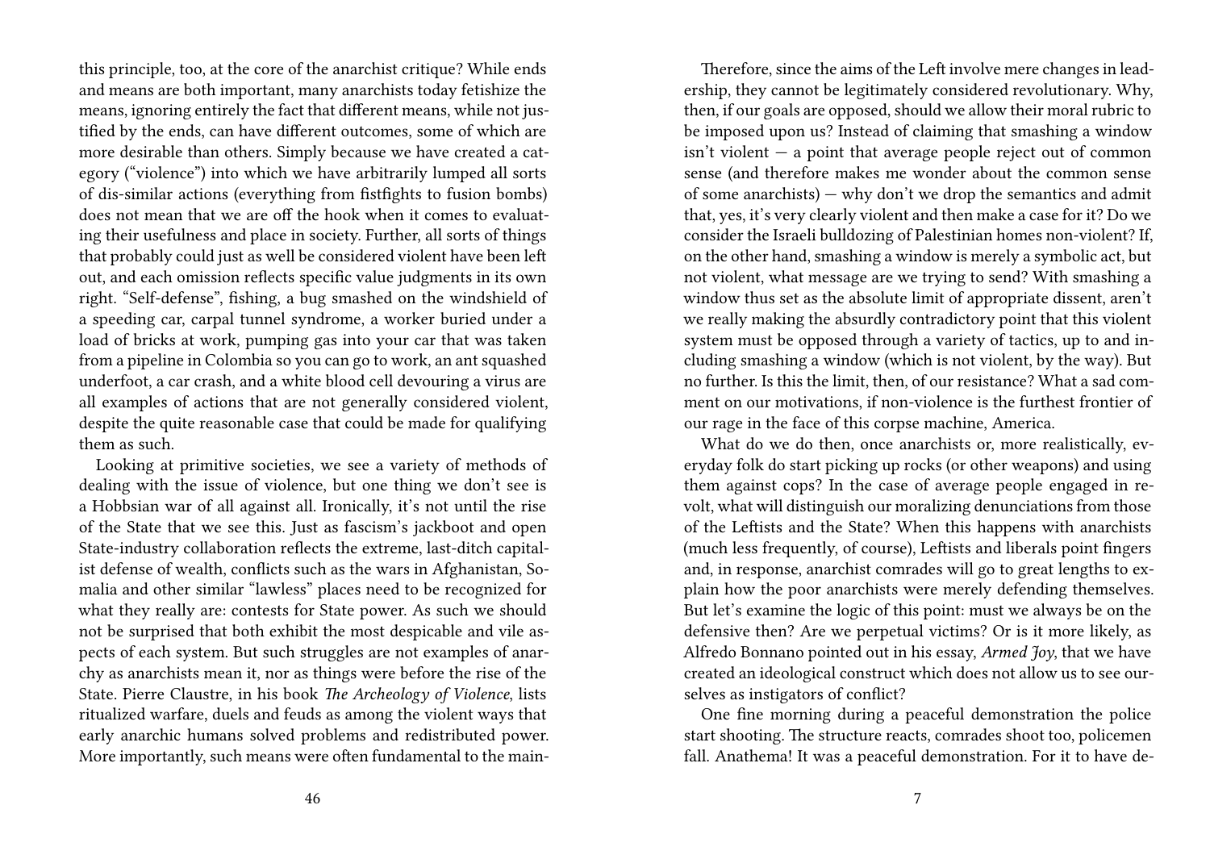this principle, too, at the core of the anarchist critique? While ends and means are both important, many anarchists today fetishize the means, ignoring entirely the fact that different means, while not justified by the ends, can have different outcomes, some of which are more desirable than others. Simply because we have created a category ("violence") into which we have arbitrarily lumped all sorts of dis-similar actions (everything from fistfights to fusion bombs) does not mean that we are off the hook when it comes to evaluating their usefulness and place in society. Further, all sorts of things that probably could just as well be considered violent have been left out, and each omission reflects specific value judgments in its own right. "Self-defense", fishing, a bug smashed on the windshield of a speeding car, carpal tunnel syndrome, a worker buried under a load of bricks at work, pumping gas into your car that was taken from a pipeline in Colombia so you can go to work, an ant squashed underfoot, a car crash, and a white blood cell devouring a virus are all examples of actions that are not generally considered violent, despite the quite reasonable case that could be made for qualifying them as such.

Looking at primitive societies, we see a variety of methods of dealing with the issue of violence, but one thing we don't see is a Hobbsian war of all against all. Ironically, it's not until the rise of the State that we see this. Just as fascism's jackboot and open State-industry collaboration reflects the extreme, last-ditch capitalist defense of wealth, conflicts such as the wars in Afghanistan, Somalia and other similar "lawless" places need to be recognized for what they really are: contests for State power. As such we should not be surprised that both exhibit the most despicable and vile aspects of each system. But such struggles are not examples of anarchy as anarchists mean it, nor as things were before the rise of the State. Pierre Claustre, in his book *The Archeology of Violence*, lists ritualized warfare, duels and feuds as among the violent ways that early anarchic humans solved problems and redistributed power. More importantly, such means were often fundamental to the main-

Therefore, since the aims of the Left involve mere changes in leadership, they cannot be legitimately considered revolutionary. Why, then, if our goals are opposed, should we allow their moral rubric to be imposed upon us? Instead of claiming that smashing a window isn't violent — a point that average people reject out of common sense (and therefore makes me wonder about the common sense of some anarchists) — why don't we drop the semantics and admit that, yes, it's very clearly violent and then make a case for it? Do we consider the Israeli bulldozing of Palestinian homes non-violent? If, on the other hand, smashing a window is merely a symbolic act, but not violent, what message are we trying to send? With smashing a window thus set as the absolute limit of appropriate dissent, aren't we really making the absurdly contradictory point that this violent system must be opposed through a variety of tactics, up to and including smashing a window (which is not violent, by the way). But no further. Is this the limit, then, of our resistance? What a sad comment on our motivations, if non-violence is the furthest frontier of our rage in the face of this corpse machine, America.

What do we do then, once anarchists or, more realistically, everyday folk do start picking up rocks (or other weapons) and using them against cops? In the case of average people engaged in revolt, what will distinguish our moralizing denunciations from those of the Leftists and the State? When this happens with anarchists (much less frequently, of course), Leftists and liberals point fingers and, in response, anarchist comrades will go to great lengths to explain how the poor anarchists were merely defending themselves. But let's examine the logic of this point: must we always be on the defensive then? Are we perpetual victims? Or is it more likely, as Alfredo Bonnano pointed out in his essay, *Armed Joy*, that we have created an ideological construct which does not allow us to see ourselves as instigators of conflict?

One fine morning during a peaceful demonstration the police start shooting. The structure reacts, comrades shoot too, policemen fall. Anathema! It was a peaceful demonstration. For it to have de-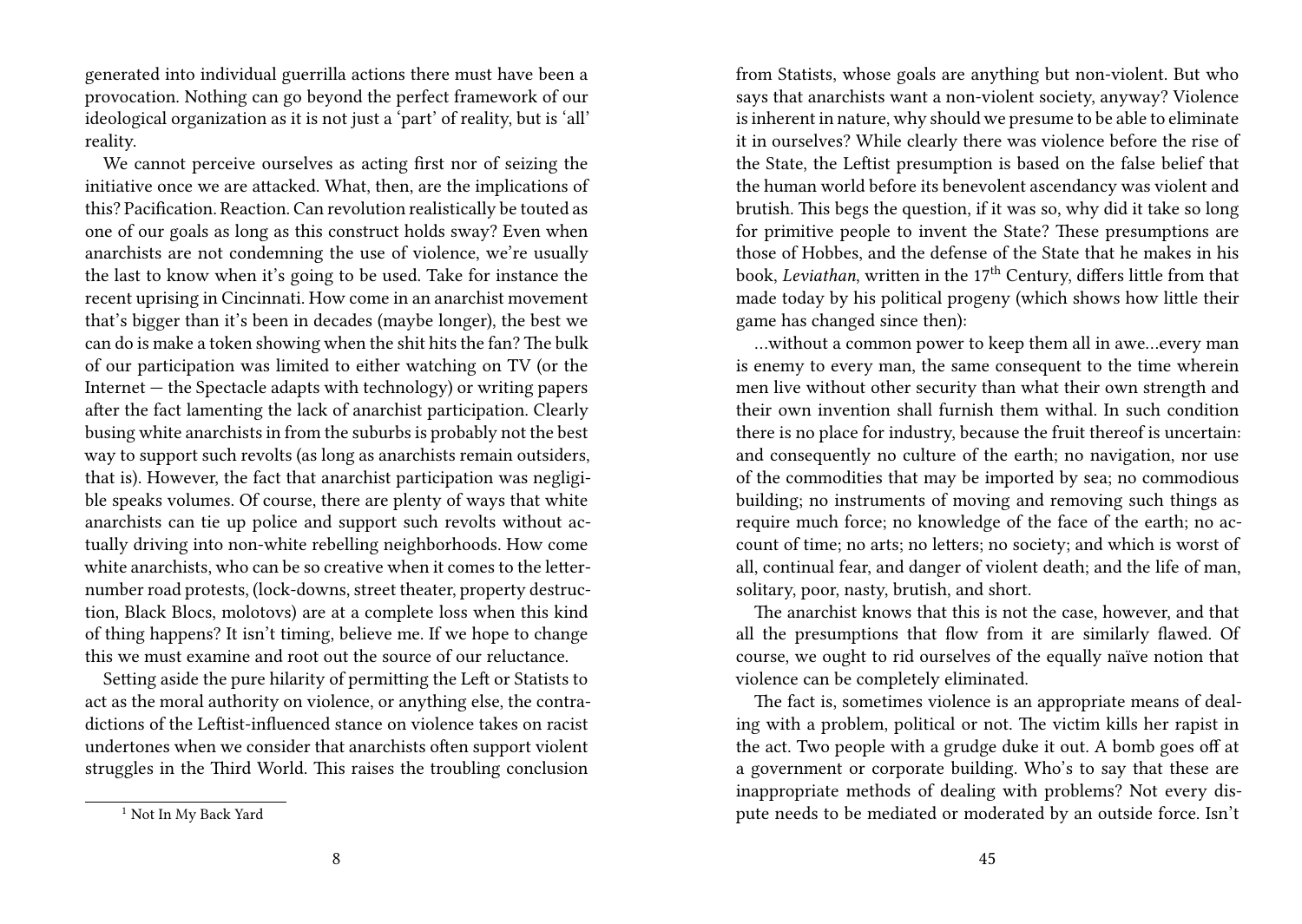generated into individual guerrilla actions there must have been a provocation. Nothing can go beyond the perfect framework of our ideological organization as it is not just a 'part' of reality, but is 'all' reality.

We cannot perceive ourselves as acting first nor of seizing the initiative once we are attacked. What, then, are the implications of this? Pacification. Reaction. Can revolution realistically be touted as one of our goals as long as this construct holds sway? Even when anarchists are not condemning the use of violence, we're usually the last to know when it's going to be used. Take for instance the recent uprising in Cincinnati. How come in an anarchist movement that's bigger than it's been in decades (maybe longer), the best we can do is make a token showing when the shit hits the fan? The bulk of our participation was limited to either watching on TV (or the Internet — the Spectacle adapts with technology) or writing papers after the fact lamenting the lack of anarchist participation. Clearly busing white anarchists in from the suburbs is probably not the best way to support such revolts (as long as anarchists remain outsiders, that is). However, the fact that anarchist participation was negligible speaks volumes. Of course, there are plenty of ways that white anarchists can tie up police and support such revolts without actually driving into non-white rebelling neighborhoods. How come white anarchists, who can be so creative when it comes to the letter-number road protests, (lock-downs, street theater, property destruction, Black Blocs, molotovs) are at a complete loss when this kind of thing happens? It isn't timing, believe me. If we hope to change this we must examine and root out the source of our reluctance.

Setting aside the pure hilarity of permitting the Left or Statists to act as the moral authority on violence, or anything else, the contradictions of the Leftist-influenced stance on violence takes on racist undertones when we consider that anarchists often support violent struggles in the Third World. This raises the troubling conclusion

[1] Not In My Back Yard

from Statists, whose goals are anything but non-violent. But who says that anarchists want a non-violent society, anyway? Violence is inherent in nature, why should we presume to be able to eliminate it in ourselves? While clearly there was violence before the rise of the State, the Leftist presumption is based on the false belief that the human world before its benevolent ascendancy was violent and brutish. This begs the question, if it was so, why did it take so long for primitive people to invent the State? These presumptions are those of Hobbes, and the defense of the State that he makes in his book, *Leviathan*, written in the 17th Century, differs little from that made today by his political progeny (which shows how little their game has changed since then):

…without a common power to keep them all in awe…every man is enemy to every man, the same consequent to the time wherein men live without other security than what their own strength and their own invention shall furnish them withal. In such condition there is no place for industry, because the fruit thereof is uncertain: and consequently no culture of the earth; no navigation, nor use of the commodities that may be imported by sea; no commodious building; no instruments of moving and removing such things as require much force; no knowledge of the face of the earth; no account of time; no arts; no letters; no society; and which is worst of all, continual fear, and danger of violent death; and the life of man, solitary, poor, nasty, brutish, and short.

The anarchist knows that this is not the case, however, and that all the presumptions that flow from it are similarly flawed. Of course, we ought to rid ourselves of the equally naïve notion that violence can be completely eliminated.

The fact is, sometimes violence is an appropriate means of dealing with a problem, political or not. The victim kills her rapist in the act. Two people with a grudge duke it out. A bomb goes off at a government or corporate building. Who's to say that these are inappropriate methods of dealing with problems? Not every dispute needs to be mediated or moderated by an outside force. Isn't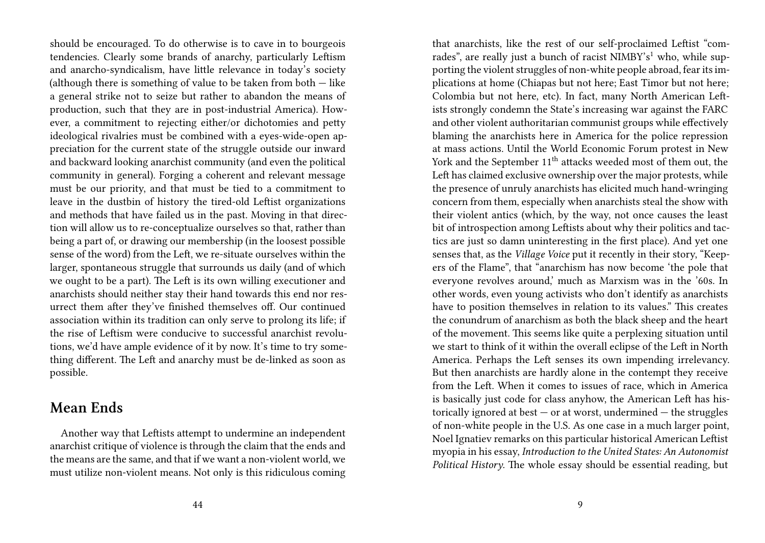should be encouraged. To do otherwise is to cave in to bourgeois tendencies. Clearly some brands of anarchy, particularly Leftism and anarcho-syndicalism, have little relevance in today's society (although there is something of value to be taken from both — like a general strike not to seize but rather to abandon the means of production, such that they are in post-industrial America). However, a commitment to rejecting either/or dichotomies and petty ideological rivalries must be combined with a eyes-wide-open appreciation for the current state of the struggle outside our inward and backward looking anarchist community (and even the political community in general). Forging a coherent and relevant message must be our priority, and that must be tied to a commitment to leave in the dustbin of history the tired-old Leftist organizations and methods that have failed us in the past. Moving in that direction will allow us to re-conceptualize ourselves so that, rather than being a part of, or drawing our membership (in the loosest possible sense of the word) from the Left, we re-situate ourselves within the larger, spontaneous struggle that surrounds us daily (and of which we ought to be a part). The Left is its own willing executioner and anarchists should neither stay their hand towards this end nor resurrect them after they've finished themselves off. Our continued association within its tradition can only serve to prolong its life; if the rise of Leftism were conducive to successful anarchist revolutions, we'd have ample evidence of it by now. It's time to try something different. The Left and anarchy must be de-linked as soon as possible.

## Mean Ends

Another way that Leftists attempt to undermine an independent anarchist critique of violence is through the claim that the ends and the means are the same, and that if we want a non-violent world, we must utilize non-violent means. Not only is this ridiculous coming

that anarchists, like the rest of our self-proclaimed Leftist "comrades", are really just a bunch of racist NIMBY's[1] who, while supporting the violent struggles of non-white people abroad, fear its implications at home (Chiapas but not here; East Timor but not here; Colombia but not here, etc). In fact, many North American Leftists strongly condemn the State's increasing war against the FARC and other violent authoritarian communist groups while effectively blaming the anarchists here in America for the police repression at mass actions. Until the World Economic Forum protest in New York and the September 11th attacks weeded most of them out, the Left has claimed exclusive ownership over the major protests, while the presence of unruly anarchists has elicited much hand-wringing concern from them, especially when anarchists steal the show with their violent antics (which, by the way, not once causes the least bit of introspection among Leftists about why their politics and tactics are just so damn uninteresting in the first place). And yet one senses that, as the *Village Voice* put it recently in their story, "Keepers of the Flame", that "anarchism has now become 'the pole that everyone revolves around,' much as Marxism was in the '60s. In other words, even young activists who don't identify as anarchists have to position themselves in relation to its values." This creates the conundrum of anarchism as both the black sheep and the heart of the movement. This seems like quite a perplexing situation until we start to think of it within the overall eclipse of the Left in North America. Perhaps the Left senses its own impending irrelevancy. But then anarchists are hardly alone in the contempt they receive from the Left. When it comes to issues of race, which in America is basically just code for class anyhow, the American Left has historically ignored at best — or at worst, undermined — the struggles of non-white people in the U.S. As one case in a much larger point, Noel Ignatiev remarks on this particular historical American Leftist myopia in his essay, *Introduction to the United States: An Autonomist Political History*. The whole essay should be essential reading, but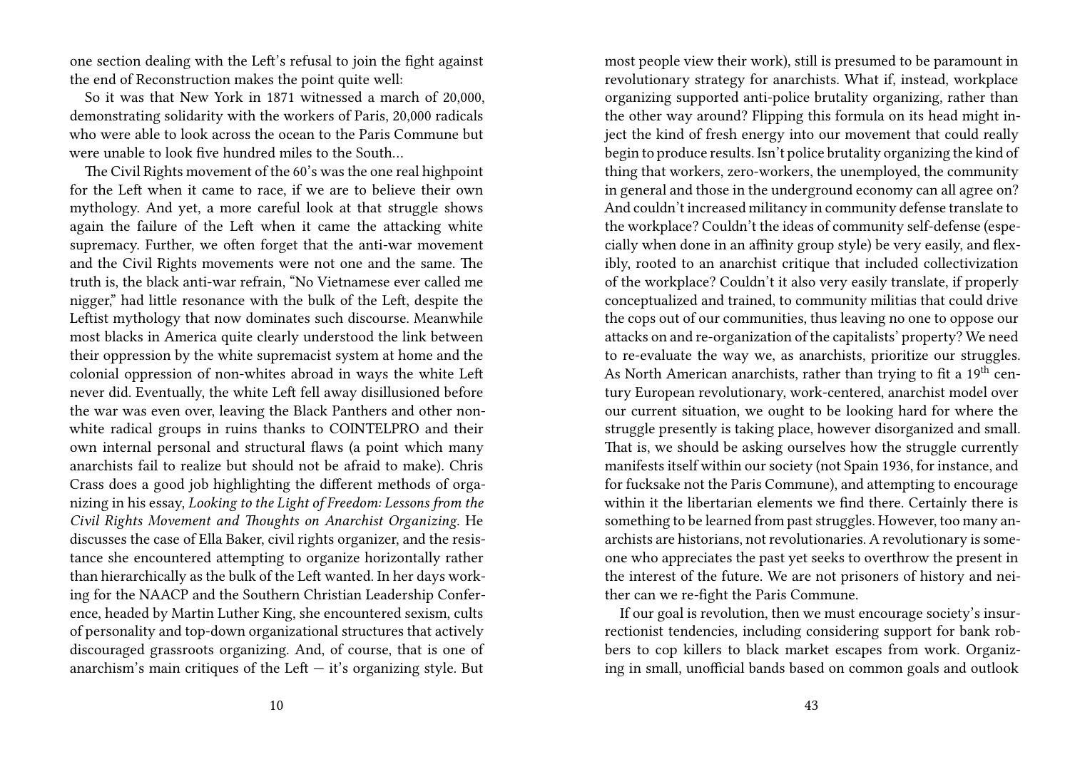one section dealing with the Left's refusal to join the fight against the end of Reconstruction makes the point quite well:

So it was that New York in 1871 witnessed a march of 20,000, demonstrating solidarity with the workers of Paris, 20,000 radicals who were able to look across the ocean to the Paris Commune but were unable to look five hundred miles to the South…

The Civil Rights movement of the 60's was the one real highpoint for the Left when it came to race, if we are to believe their own mythology. And yet, a more careful look at that struggle shows again the failure of the Left when it came the attacking white supremacy. Further, we often forget that the anti-war movement and the Civil Rights movements were not one and the same. The truth is, the black anti-war refrain, "No Vietnamese ever called me nigger," had little resonance with the bulk of the Left, despite the Leftist mythology that now dominates such discourse. Meanwhile most blacks in America quite clearly understood the link between their oppression by the white supremacist system at home and the colonial oppression of non-whites abroad in ways the white Left never did. Eventually, the white Left fell away disillusioned before the war was even over, leaving the Black Panthers and other non-white radical groups in ruins thanks to COINTELPRO and their own internal personal and structural flaws (a point which many anarchists fail to realize but should not be afraid to make). Chris Crass does a good job highlighting the different methods of organizing in his essay, *Looking to the Light of Freedom: Lessons from the Civil Rights Movement and Thoughts on Anarchist Organizing.* He discusses the case of Ella Baker, civil rights organizer, and the resistance she encountered attempting to organize horizontally rather than hierarchically as the bulk of the Left wanted. In her days working for the NAACP and the Southern Christian Leadership Conference, headed by Martin Luther King, she encountered sexism, cults of personality and top-down organizational structures that actively discouraged grassroots organizing. And, of course, that is one of anarchism's main critiques of the Left — it's organizing style. But

most people view their work), still is presumed to be paramount in revolutionary strategy for anarchists. What if, instead, workplace organizing supported anti-police brutality organizing, rather than the other way around? Flipping this formula on its head might inject the kind of fresh energy into our movement that could really begin to produce results. Isn't police brutality organizing the kind of thing that workers, zero-workers, the unemployed, the community in general and those in the underground economy can all agree on? And couldn't increased militancy in community defense translate to the workplace? Couldn't the ideas of community self-defense (especially when done in an affinity group style) be very easily, and flexibly, rooted to an anarchist critique that included collectivization of the workplace? Couldn't it also very easily translate, if properly conceptualized and trained, to community militias that could drive the cops out of our communities, thus leaving no one to oppose our attacks on and re-organization of the capitalists' property? We need to re-evaluate the way we, as anarchists, prioritize our struggles. As North American anarchists, rather than trying to fit a 19th century European revolutionary, work-centered, anarchist model over our current situation, we ought to be looking hard for where the struggle presently is taking place, however disorganized and small. That is, we should be asking ourselves how the struggle currently manifests itself within our society (not Spain 1936, for instance, and for fucksake not the Paris Commune), and attempting to encourage within it the libertarian elements we find there. Certainly there is something to be learned from past struggles. However, too many anarchists are historians, not revolutionaries. A revolutionary is someone who appreciates the past yet seeks to overthrow the present in the interest of the future. We are not prisoners of history and neither can we re-fight the Paris Commune.

If our goal is revolution, then we must encourage society's insurrectionist tendencies, including considering support for bank robbers to cop killers to black market escapes from work. Organizing in small, unofficial bands based on common goals and outlook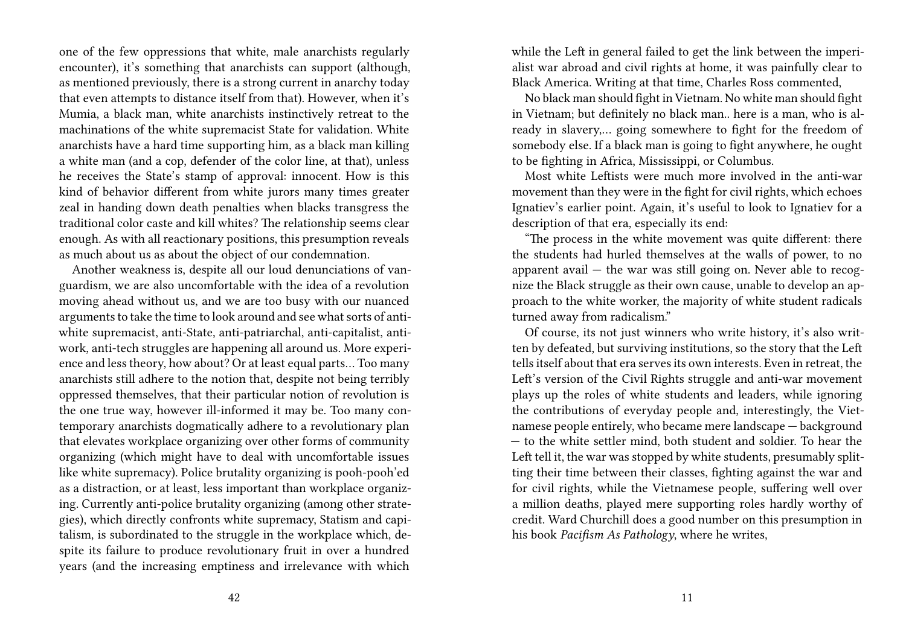one of the few oppressions that white, male anarchists regularly encounter), it's something that anarchists can support (although, as mentioned previously, there is a strong current in anarchy today that even attempts to distance itself from that). However, when it's Mumia, a black man, white anarchists instinctively retreat to the machinations of the white supremacist State for validation. White anarchists have a hard time supporting him, as a black man killing a white man (and a cop, defender of the color line, at that), unless he receives the State's stamp of approval: innocent. How is this kind of behavior different from white jurors many times greater zeal in handing down death penalties when blacks transgress the traditional color caste and kill whites? The relationship seems clear enough. As with all reactionary positions, this presumption reveals as much about us as about the object of our condemnation.

Another weakness is, despite all our loud denunciations of vanguardism, we are also uncomfortable with the idea of a revolution moving ahead without us, and we are too busy with our nuanced arguments to take the time to look around and see what sorts of anti-white supremacist, anti-State, anti-patriarchal, anti-capitalist, anti-work, anti-tech struggles are happening all around us. More experience and less theory, how about? Or at least equal parts… Too many anarchists still adhere to the notion that, despite not being terribly oppressed themselves, that their particular notion of revolution is the one true way, however ill-informed it may be. Too many contemporary anarchists dogmatically adhere to a revolutionary plan that elevates workplace organizing over other forms of community organizing (which might have to deal with uncomfortable issues like white supremacy). Police brutality organizing is pooh-pooh'ed as a distraction, or at least, less important than workplace organizing. Currently anti-police brutality organizing (among other strategies), which directly confronts white supremacy, Statism and capitalism, is subordinated to the struggle in the workplace which, despite its failure to produce revolutionary fruit in over a hundred years (and the increasing emptiness and irrelevance with which

while the Left in general failed to get the link between the imperialist war abroad and civil rights at home, it was painfully clear to Black America. Writing at that time, Charles Ross commented,

No black man should fight in Vietnam. No white man should fight in Vietnam; but definitely no black man.. here is a man, who is already in slavery,… going somewhere to fight for the freedom of somebody else. If a black man is going to fight anywhere, he ought to be fighting in Africa, Mississippi, or Columbus.

Most white Leftists were much more involved in the anti-war movement than they were in the fight for civil rights, which echoes Ignatiev's earlier point. Again, it's useful to look to Ignatiev for a description of that era, especially its end:

"The process in the white movement was quite different: there the students had hurled themselves at the walls of power, to no apparent avail — the war was still going on. Never able to recognize the Black struggle as their own cause, unable to develop an approach to the white worker, the majority of white student radicals turned away from radicalism."

Of course, its not just winners who write history, it's also written by defeated, but surviving institutions, so the story that the Left tells itself about that era serves its own interests. Even in retreat, the Left's version of the Civil Rights struggle and anti-war movement plays up the roles of white students and leaders, while ignoring the contributions of everyday people and, interestingly, the Vietnamese people entirely, who became mere landscape — background — to the white settler mind, both student and soldier. To hear the Left tell it, the war was stopped by white students, presumably splitting their time between their classes, fighting against the war and for civil rights, while the Vietnamese people, suffering well over a million deaths, played mere supporting roles hardly worthy of credit. Ward Churchill does a good number on this presumption in his book *Pacifism As Pathology*, where he writes,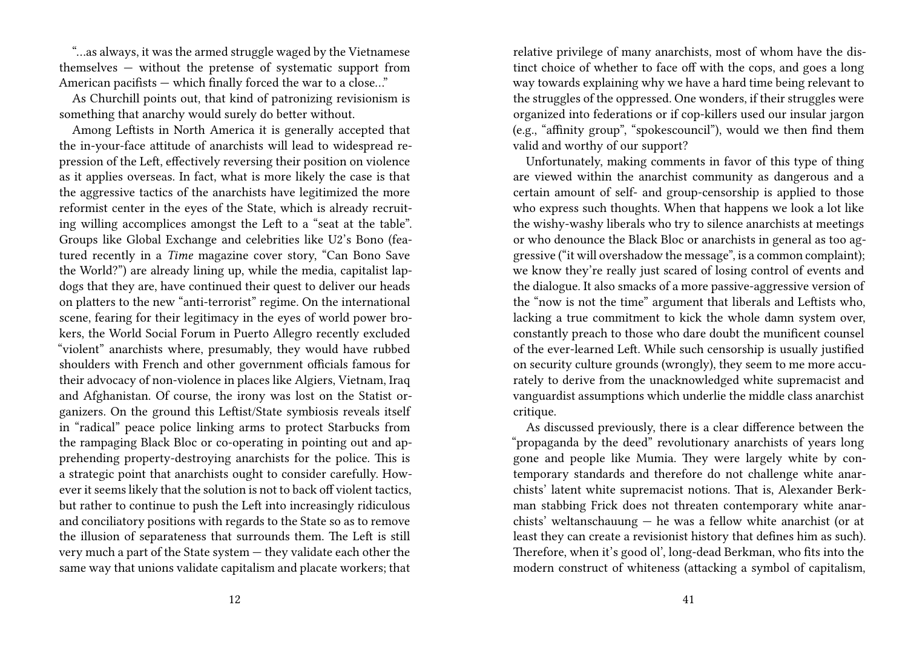"…as always, it was the armed struggle waged by the Vietnamese themselves — without the pretense of systematic support from American pacifists — which finally forced the war to a close…"

As Churchill points out, that kind of patronizing revisionism is something that anarchy would surely do better without.

Among Leftists in North America it is generally accepted that the in-your-face attitude of anarchists will lead to widespread repression of the Left, effectively reversing their position on violence as it applies overseas. In fact, what is more likely the case is that the aggressive tactics of the anarchists have legitimized the more reformist center in the eyes of the State, which is already recruiting willing accomplices amongst the Left to a "seat at the table". Groups like Global Exchange and celebrities like U2's Bono (featured recently in a *Time* magazine cover story, "Can Bono Save the World?") are already lining up, while the media, capitalist lapdogs that they are, have continued their quest to deliver our heads on platters to the new "anti-terrorist" regime. On the international scene, fearing for their legitimacy in the eyes of world power brokers, the World Social Forum in Puerto Allegro recently excluded "violent" anarchists where, presumably, they would have rubbed shoulders with French and other government officials famous for their advocacy of non-violence in places like Algiers, Vietnam, Iraq and Afghanistan. Of course, the irony was lost on the Statist organizers. On the ground this Leftist/State symbiosis reveals itself in "radical" peace police linking arms to protect Starbucks from the rampaging Black Bloc or co-operating in pointing out and apprehending property-destroying anarchists for the police. This is a strategic point that anarchists ought to consider carefully. However it seems likely that the solution is not to back off violent tactics, but rather to continue to push the Left into increasingly ridiculous and conciliatory positions with regards to the State so as to remove the illusion of separateness that surrounds them. The Left is still very much a part of the State system — they validate each other the same way that unions validate capitalism and placate workers; that

relative privilege of many anarchists, most of whom have the distinct choice of whether to face off with the cops, and goes a long way towards explaining why we have a hard time being relevant to the struggles of the oppressed. One wonders, if their struggles were organized into federations or if cop-killers used our insular jargon (e.g., "affinity group", "spokescouncil"), would we then find them valid and worthy of our support?

Unfortunately, making comments in favor of this type of thing are viewed within the anarchist community as dangerous and a certain amount of self- and group-censorship is applied to those who express such thoughts. When that happens we look a lot like the wishy-washy liberals who try to silence anarchists at meetings or who denounce the Black Bloc or anarchists in general as too aggressive ("it will overshadow the message", is a common complaint); we know they're really just scared of losing control of events and the dialogue. It also smacks of a more passive-aggressive version of the "now is not the time" argument that liberals and Leftists who, lacking a true commitment to kick the whole damn system over, constantly preach to those who dare doubt the munificent counsel of the ever-learned Left. While such censorship is usually justified on security culture grounds (wrongly), they seem to me more accurately to derive from the unacknowledged white supremacist and vanguardist assumptions which underlie the middle class anarchist critique.

As discussed previously, there is a clear difference between the "propaganda by the deed" revolutionary anarchists of years long gone and people like Mumia. They were largely white by contemporary standards and therefore do not challenge white anarchists' latent white supremacist notions. That is, Alexander Berkman stabbing Frick does not threaten contemporary white anarchists' weltanschauung — he was a fellow white anarchist (or at least they can create a revisionist history that defines him as such). Therefore, when it's good ol', long-dead Berkman, who fits into the modern construct of whiteness (attacking a symbol of capitalism,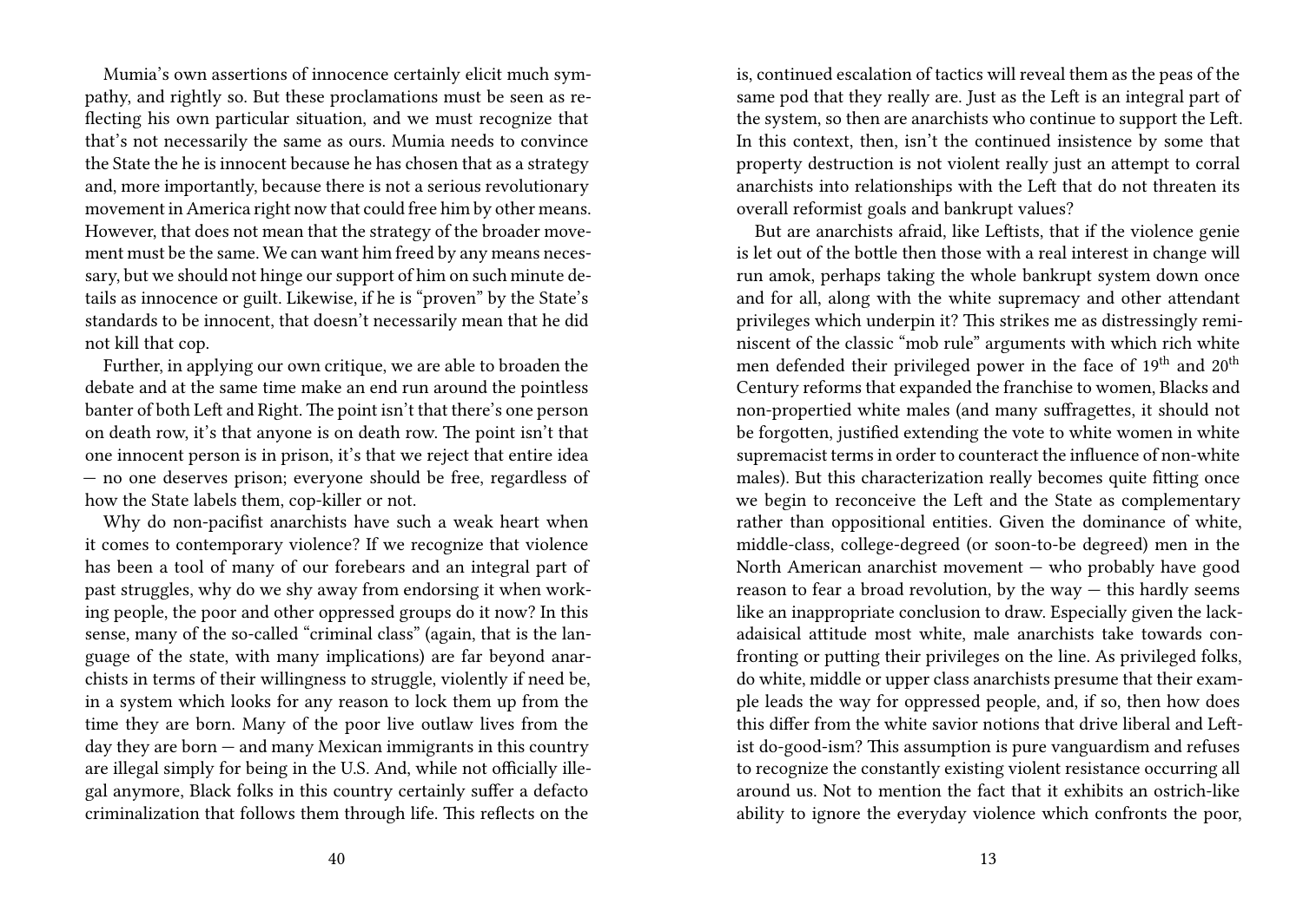Mumia's own assertions of innocence certainly elicit much sympathy, and rightly so. But these proclamations must be seen as reflecting his own particular situation, and we must recognize that that's not necessarily the same as ours. Mumia needs to convince the State the he is innocent because he has chosen that as a strategy and, more importantly, because there is not a serious revolutionary movement in America right now that could free him by other means. However, that does not mean that the strategy of the broader movement must be the same. We can want him freed by any means necessary, but we should not hinge our support of him on such minute details as innocence or guilt. Likewise, if he is "proven" by the State's standards to be innocent, that doesn't necessarily mean that he did not kill that cop.

Further, in applying our own critique, we are able to broaden the debate and at the same time make an end run around the pointless banter of both Left and Right. The point isn't that there's one person on death row, it's that anyone is on death row. The point isn't that one innocent person is in prison, it's that we reject that entire idea — no one deserves prison; everyone should be free, regardless of how the State labels them, cop-killer or not.

Why do non-pacifist anarchists have such a weak heart when it comes to contemporary violence? If we recognize that violence has been a tool of many of our forebears and an integral part of past struggles, why do we shy away from endorsing it when working people, the poor and other oppressed groups do it now? In this sense, many of the so-called "criminal class" (again, that is the language of the state, with many implications) are far beyond anarchists in terms of their willingness to struggle, violently if need be, in a system which looks for any reason to lock them up from the time they are born. Many of the poor live outlaw lives from the day they are born — and many Mexican immigrants in this country are illegal simply for being in the U.S. And, while not officially illegal anymore, Black folks in this country certainly suffer a defacto criminalization that follows them through life. This reflects on the

is, continued escalation of tactics will reveal them as the peas of the same pod that they really are. Just as the Left is an integral part of the system, so then are anarchists who continue to support the Left. In this context, then, isn't the continued insistence by some that property destruction is not violent really just an attempt to corral anarchists into relationships with the Left that do not threaten its overall reformist goals and bankrupt values?

But are anarchists afraid, like Leftists, that if the violence genie is let out of the bottle then those with a real interest in change will run amok, perhaps taking the whole bankrupt system down once and for all, along with the white supremacy and other attendant privileges which underpin it? This strikes me as distressingly reminiscent of the classic "mob rule" arguments with which rich white men defended their privileged power in the face of 19th and 20th Century reforms that expanded the franchise to women, Blacks and non-propertied white males (and many suffragettes, it should not be forgotten, justified extending the vote to white women in white supremacist terms in order to counteract the influence of non-white males). But this characterization really becomes quite fitting once we begin to reconceive the Left and the State as complementary rather than oppositional entities. Given the dominance of white, middle-class, college-degreed (or soon-to-be degreed) men in the North American anarchist movement — who probably have good reason to fear a broad revolution, by the way — this hardly seems like an inappropriate conclusion to draw. Especially given the lackadaisical attitude most white, male anarchists take towards confronting or putting their privileges on the line. As privileged folks, do white, middle or upper class anarchists presume that their example leads the way for oppressed people, and, if so, then how does this differ from the white savior notions that drive liberal and Leftist do-good-ism? This assumption is pure vanguardism and refuses to recognize the constantly existing violent resistance occurring all around us. Not to mention the fact that it exhibits an ostrich-like ability to ignore the everyday violence which confronts the poor,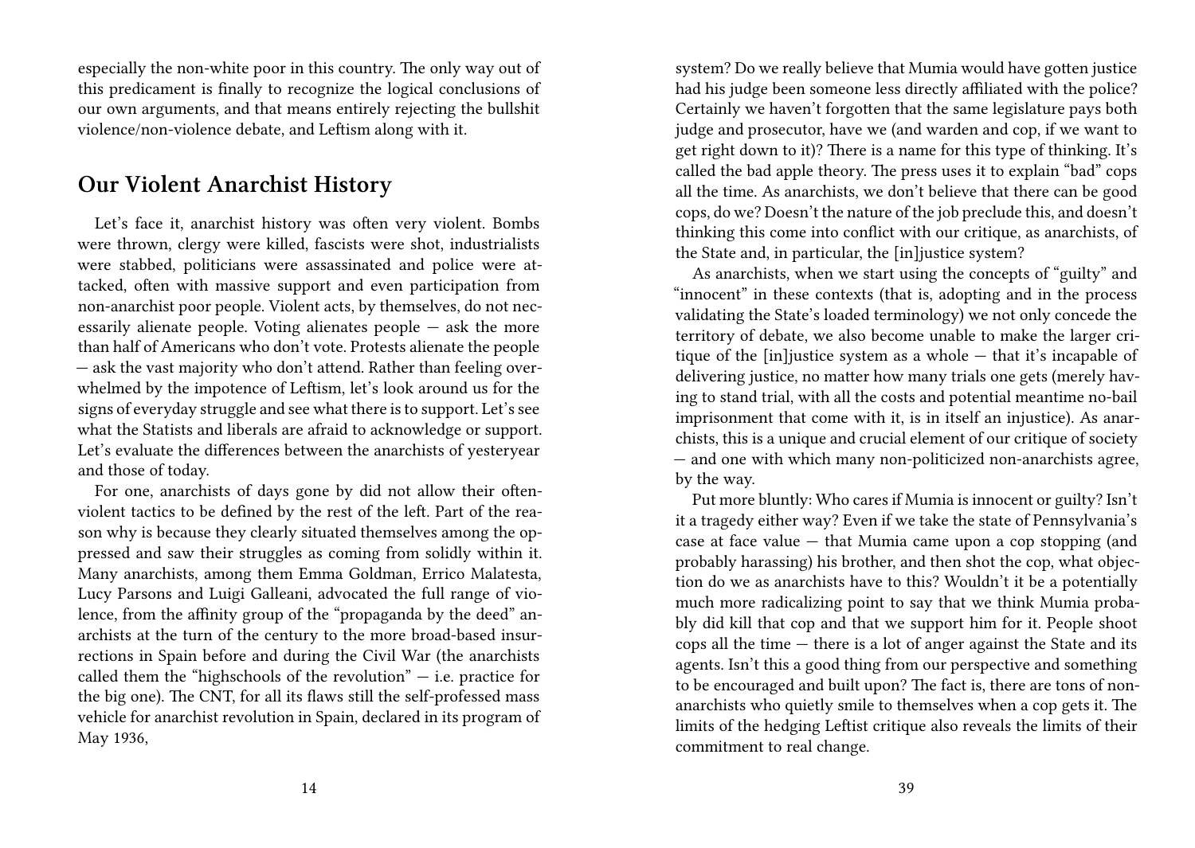especially the non-white poor in this country. The only way out of this predicament is finally to recognize the logical conclusions of our own arguments, and that means entirely rejecting the bullshit violence/non-violence debate, and Leftism along with it.

## Our Violent Anarchist History

Let's face it, anarchist history was often very violent. Bombs were thrown, clergy were killed, fascists were shot, industrialists were stabbed, politicians were assassinated and police were attacked, often with massive support and even participation from non-anarchist poor people. Violent acts, by themselves, do not necessarily alienate people. Voting alienates people — ask the more than half of Americans who don't vote. Protests alienate the people — ask the vast majority who don't attend. Rather than feeling overwhelmed by the impotence of Leftism, let's look around us for the signs of everyday struggle and see what there is to support. Let's see what the Statists and liberals are afraid to acknowledge or support. Let's evaluate the differences between the anarchists of yesteryear and those of today.

For one, anarchists of days gone by did not allow their often-violent tactics to be defined by the rest of the left. Part of the reason why is because they clearly situated themselves among the oppressed and saw their struggles as coming from solidly within it. Many anarchists, among them Emma Goldman, Errico Malatesta, Lucy Parsons and Luigi Galleani, advocated the full range of violence, from the affinity group of the "propaganda by the deed" anarchists at the turn of the century to the more broad-based insurrections in Spain before and during the Civil War (the anarchists called them the "highschools of the revolution" — i.e. practice for the big one). The CNT, for all its flaws still the self-professed mass vehicle for anarchist revolution in Spain, declared in its program of May 1936,

system? Do we really believe that Mumia would have gotten justice had his judge been someone less directly affiliated with the police? Certainly we haven't forgotten that the same legislature pays both judge and prosecutor, have we (and warden and cop, if we want to get right down to it)? There is a name for this type of thinking. It's called the bad apple theory. The press uses it to explain "bad" cops all the time. As anarchists, we don't believe that there can be good cops, do we? Doesn't the nature of the job preclude this, and doesn't thinking this come into conflict with our critique, as anarchists, of the State and, in particular, the [in]justice system?

As anarchists, when we start using the concepts of "guilty" and "innocent" in these contexts (that is, adopting and in the process validating the State's loaded terminology) we not only concede the territory of debate, we also become unable to make the larger critique of the [in]justice system as a whole — that it's incapable of delivering justice, no matter how many trials one gets (merely having to stand trial, with all the costs and potential meantime no-bail imprisonment that come with it, is in itself an injustice). As anarchists, this is a unique and crucial element of our critique of society — and one with which many non-politicized non-anarchists agree, by the way.

Put more bluntly: Who cares if Mumia is innocent or guilty? Isn't it a tragedy either way? Even if we take the state of Pennsylvania's case at face value — that Mumia came upon a cop stopping (and probably harassing) his brother, and then shot the cop, what objection do we as anarchists have to this? Wouldn't it be a potentially much more radicalizing point to say that we think Mumia probably did kill that cop and that we support him for it. People shoot cops all the time — there is a lot of anger against the State and its agents. Isn't this a good thing from our perspective and something to be encouraged and built upon? The fact is, there are tons of non-anarchists who quietly smile to themselves when a cop gets it. The limits of the hedging Leftist critique also reveals the limits of their commitment to real change.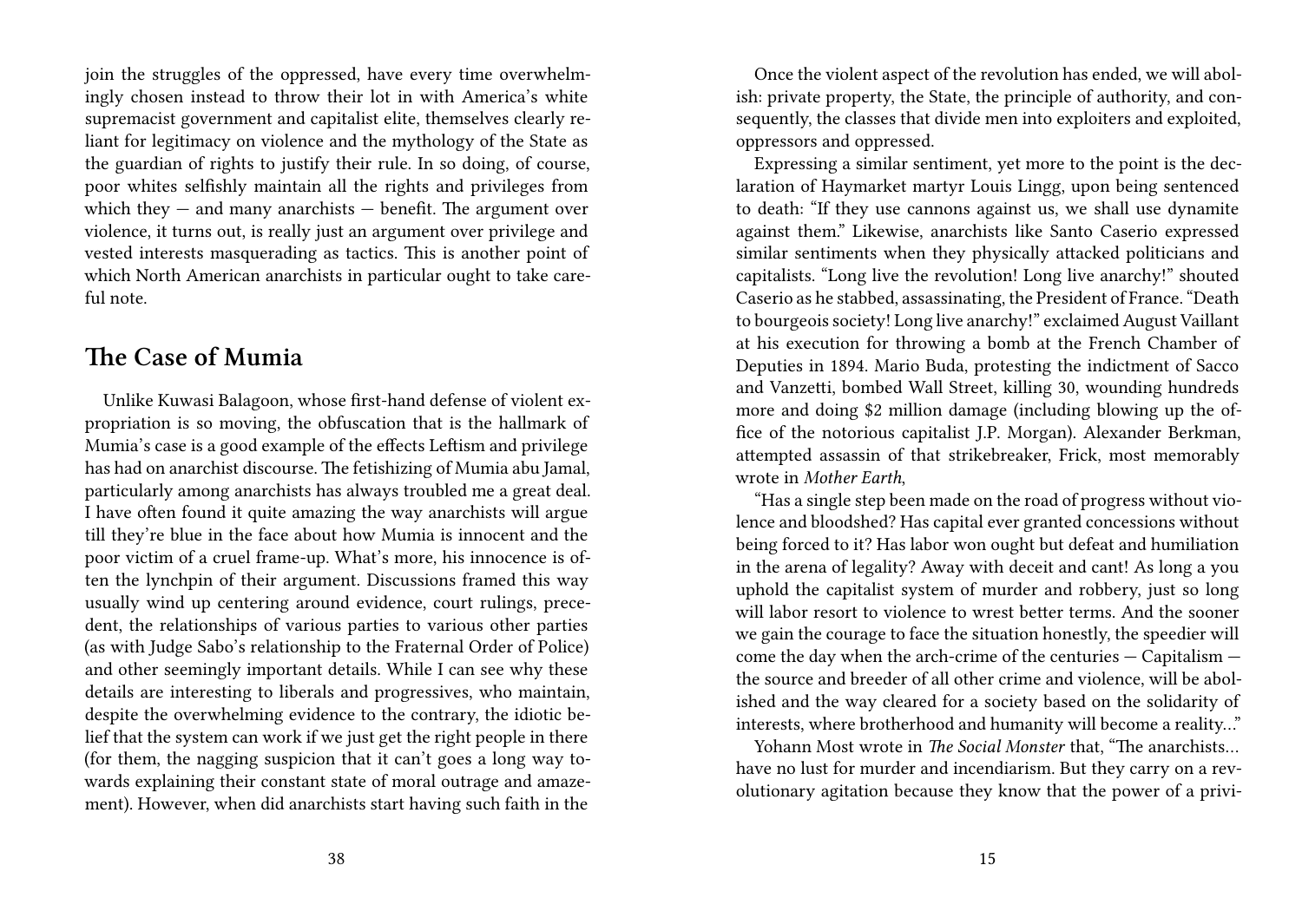join the struggles of the oppressed, have every time overwhelmingly chosen instead to throw their lot in with America's white supremacist government and capitalist elite, themselves clearly reliant for legitimacy on violence and the mythology of the State as the guardian of rights to justify their rule. In so doing, of course, poor whites selfishly maintain all the rights and privileges from which they — and many anarchists — benefit. The argument over violence, it turns out, is really just an argument over privilege and vested interests masquerading as tactics. This is another point of which North American anarchists in particular ought to take careful note.

## The Case of Mumia

Unlike Kuwasi Balagoon, whose first-hand defense of violent expropriation is so moving, the obfuscation that is the hallmark of Mumia's case is a good example of the effects Leftism and privilege has had on anarchist discourse. The fetishizing of Mumia abu Jamal, particularly among anarchists has always troubled me a great deal. I have often found it quite amazing the way anarchists will argue till they're blue in the face about how Mumia is innocent and the poor victim of a cruel frame-up. What's more, his innocence is often the lynchpin of their argument. Discussions framed this way usually wind up centering around evidence, court rulings, precedent, the relationships of various parties to various other parties (as with Judge Sabo's relationship to the Fraternal Order of Police) and other seemingly important details. While I can see why these details are interesting to liberals and progressives, who maintain, despite the overwhelming evidence to the contrary, the idiotic belief that the system can work if we just get the right people in there (for them, the nagging suspicion that it can't goes a long way towards explaining their constant state of moral outrage and amazement). However, when did anarchists start having such faith in the

Once the violent aspect of the revolution has ended, we will abolish: private property, the State, the principle of authority, and consequently, the classes that divide men into exploiters and exploited, oppressors and oppressed.

Expressing a similar sentiment, yet more to the point is the declaration of Haymarket martyr Louis Lingg, upon being sentenced to death: "If they use cannons against us, we shall use dynamite against them." Likewise, anarchists like Santo Caserio expressed similar sentiments when they physically attacked politicians and capitalists. "Long live the revolution! Long live anarchy!" shouted Caserio as he stabbed, assassinating, the President of France. "Death to bourgeois society! Long live anarchy!" exclaimed August Vaillant at his execution for throwing a bomb at the French Chamber of Deputies in 1894. Mario Buda, protesting the indictment of Sacco and Vanzetti, bombed Wall Street, killing 30, wounding hundreds more and doing $2 million damage (including blowing up the office of the notorious capitalist J.P. Morgan). Alexander Berkman, attempted assassin of that strikebreaker, Frick, most memorably wrote in *Mother Earth*,

"Has a single step been made on the road of progress without violence and bloodshed? Has capital ever granted concessions without being forced to it? Has labor won ought but defeat and humiliation in the arena of legality? Away with deceit and cant! As long a you uphold the capitalist system of murder and robbery, just so long will labor resort to violence to wrest better terms. And the sooner we gain the courage to face the situation honestly, the speedier will come the day when the arch-crime of the centuries — Capitalism — the source and breeder of all other crime and violence, will be abolished and the way cleared for a society based on the solidarity of interests, where brotherhood and humanity will become a reality…"

Yohann Most wrote in *The Social Monster* that, "The anarchists… have no lust for murder and incendiarism. But they carry on a revolutionary agitation because they know that the power of a privi-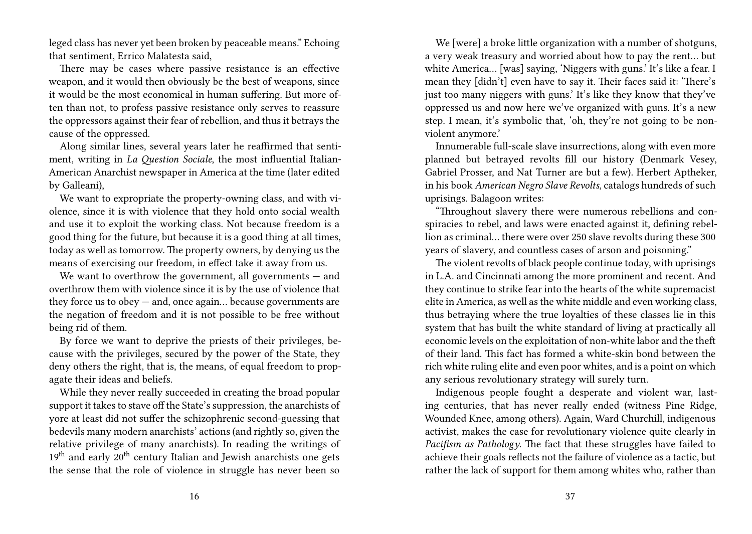leged class has never yet been broken by peaceable means." Echoing that sentiment, Errico Malatesta said,

There may be cases where passive resistance is an effective weapon, and it would then obviously be the best of weapons, since it would be the most economical in human suffering. But more often than not, to profess passive resistance only serves to reassure the oppressors against their fear of rebellion, and thus it betrays the cause of the oppressed.

Along similar lines, several years later he reaffirmed that sentiment, writing in *La Question Sociale*, the most influential Italian-American Anarchist newspaper in America at the time (later edited by Galleani),

We want to expropriate the property-owning class, and with violence, since it is with violence that they hold onto social wealth and use it to exploit the working class. Not because freedom is a good thing for the future, but because it is a good thing at all times, today as well as tomorrow. The property owners, by denying us the means of exercising our freedom, in effect take it away from us.

We want to overthrow the government, all governments — and overthrow them with violence since it is by the use of violence that they force us to obey — and, once again… because governments are the negation of freedom and it is not possible to be free without being rid of them.

By force we want to deprive the priests of their privileges, because with the privileges, secured by the power of the State, they deny others the right, that is, the means, of equal freedom to propagate their ideas and beliefs.

While they never really succeeded in creating the broad popular support it takes to stave off the State's suppression, the anarchists of yore at least did not suffer the schizophrenic second-guessing that bedevils many modern anarchists' actions (and rightly so, given the relative privilege of many anarchists). In reading the writings of 19th and early 20th century Italian and Jewish anarchists one gets the sense that the role of violence in struggle has never been so

We [were] a broke little organization with a number of shotguns, a very weak treasury and worried about how to pay the rent… but white America… [was] saying, 'Niggers with guns.' It's like a fear. I mean they [didn't] even have to say it. Their faces said it: 'There's just too many niggers with guns.' It's like they know that they've oppressed us and now here we've organized with guns. It's a new step. I mean, it's symbolic that, 'oh, they're not going to be nonviolent anymore.'

Innumerable full-scale slave insurrections, along with even more planned but betrayed revolts fill our history (Denmark Vesey, Gabriel Prosser, and Nat Turner are but a few). Herbert Aptheker, in his book *American Negro Slave Revolts*, catalogs hundreds of such uprisings. Balagoon writes:

"Throughout slavery there were numerous rebellions and conspiracies to rebel, and laws were enacted against it, defining rebellion as criminal… there were over 250 slave revolts during these 300 years of slavery, and countless cases of arson and poisoning."

The violent revolts of black people continue today, with uprisings in L.A. and Cincinnati among the more prominent and recent. And they continue to strike fear into the hearts of the white supremacist elite in America, as well as the white middle and even working class, thus betraying where the true loyalties of these classes lie in this system that has built the white standard of living at practically all economic levels on the exploitation of non-white labor and the theft of their land. This fact has formed a white-skin bond between the rich white ruling elite and even poor whites, and is a point on which any serious revolutionary strategy will surely turn.

Indigenous people fought a desperate and violent war, lasting centuries, that has never really ended (witness Pine Ridge, Wounded Knee, among others). Again, Ward Churchill, indigenous activist, makes the case for revolutionary violence quite clearly in *Pacifism as Pathology*. The fact that these struggles have failed to achieve their goals reflects not the failure of violence as a tactic, but rather the lack of support for them among whites who, rather than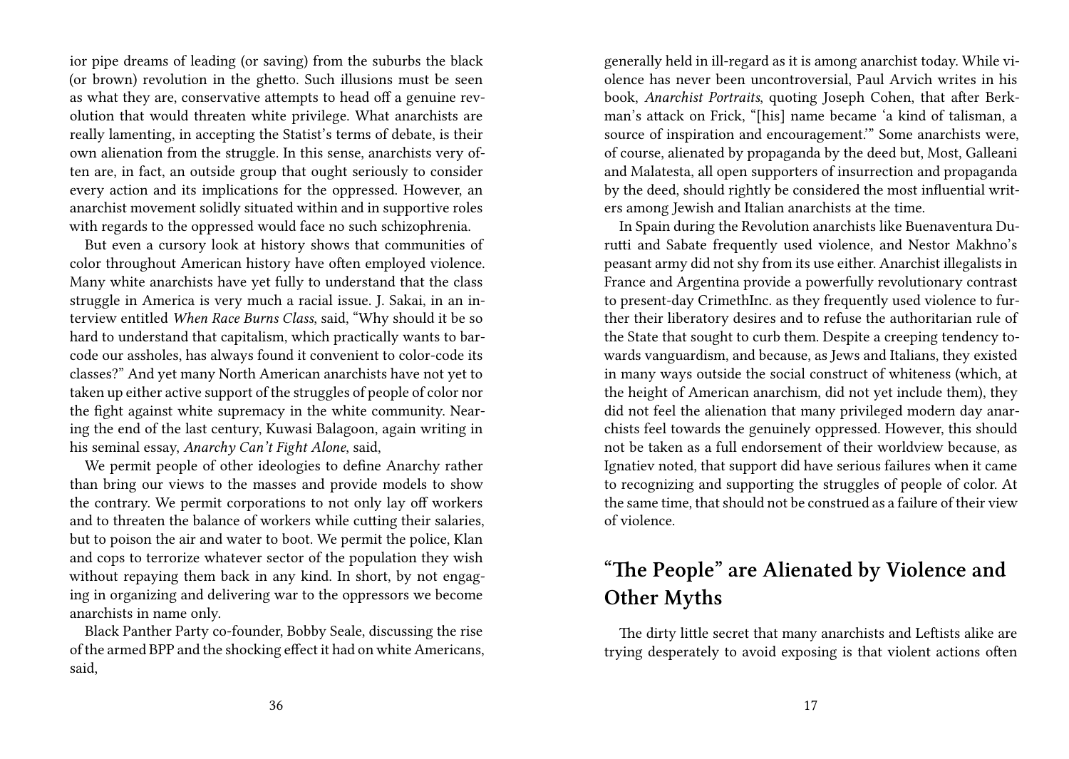ior pipe dreams of leading (or saving) from the suburbs the black (or brown) revolution in the ghetto. Such illusions must be seen as what they are, conservative attempts to head off a genuine revolution that would threaten white privilege. What anarchists are really lamenting, in accepting the Statist's terms of debate, is their own alienation from the struggle. In this sense, anarchists very often are, in fact, an outside group that ought seriously to consider every action and its implications for the oppressed. However, an anarchist movement solidly situated within and in supportive roles with regards to the oppressed would face no such schizophrenia.

But even a cursory look at history shows that communities of color throughout American history have often employed violence. Many white anarchists have yet fully to understand that the class struggle in America is very much a racial issue. J. Sakai, in an interview entitled *When Race Burns Class*, said, "Why should it be so hard to understand that capitalism, which practically wants to barcode our assholes, has always found it convenient to color-code its classes?" And yet many North American anarchists have not yet to taken up either active support of the struggles of people of color nor the fight against white supremacy in the white community. Nearing the end of the last century, Kuwasi Balagoon, again writing in his seminal essay, *Anarchy Can't Fight Alone*, said,

We permit people of other ideologies to define Anarchy rather than bring our views to the masses and provide models to show the contrary. We permit corporations to not only lay off workers and to threaten the balance of workers while cutting their salaries, but to poison the air and water to boot. We permit the police, Klan and cops to terrorize whatever sector of the population they wish without repaying them back in any kind. In short, by not engaging in organizing and delivering war to the oppressors we become anarchists in name only.

Black Panther Party co-founder, Bobby Seale, discussing the rise of the armed BPP and the shocking effect it had on white Americans, said,

generally held in ill-regard as it is among anarchist today. While violence has never been uncontroversial, Paul Arvich writes in his book, *Anarchist Portraits*, quoting Joseph Cohen, that after Berkman's attack on Frick, "[his] name became 'a kind of talisman, a source of inspiration and encouragement.'" Some anarchists were, of course, alienated by propaganda by the deed but, Most, Galleani and Malatesta, all open supporters of insurrection and propaganda by the deed, should rightly be considered the most influential writers among Jewish and Italian anarchists at the time.

In Spain during the Revolution anarchists like Buenaventura Durutti and Sabate frequently used violence, and Nestor Makhno's peasant army did not shy from its use either. Anarchist illegalists in France and Argentina provide a powerfully revolutionary contrast to present-day CrimethInc. as they frequently used violence to further their liberatory desires and to refuse the authoritarian rule of the State that sought to curb them. Despite a creeping tendency towards vanguardism, and because, as Jews and Italians, they existed in many ways outside the social construct of whiteness (which, at the height of American anarchism, did not yet include them), they did not feel the alienation that many privileged modern day anarchists feel towards the genuinely oppressed. However, this should not be taken as a full endorsement of their worldview because, as Ignatiev noted, that support did have serious failures when it came to recognizing and supporting the struggles of people of color. At the same time, that should not be construed as a failure of their view of violence.

## "The People" are Alienated by Violence and Other Myths

The dirty little secret that many anarchists and Leftists alike are trying desperately to avoid exposing is that violent actions often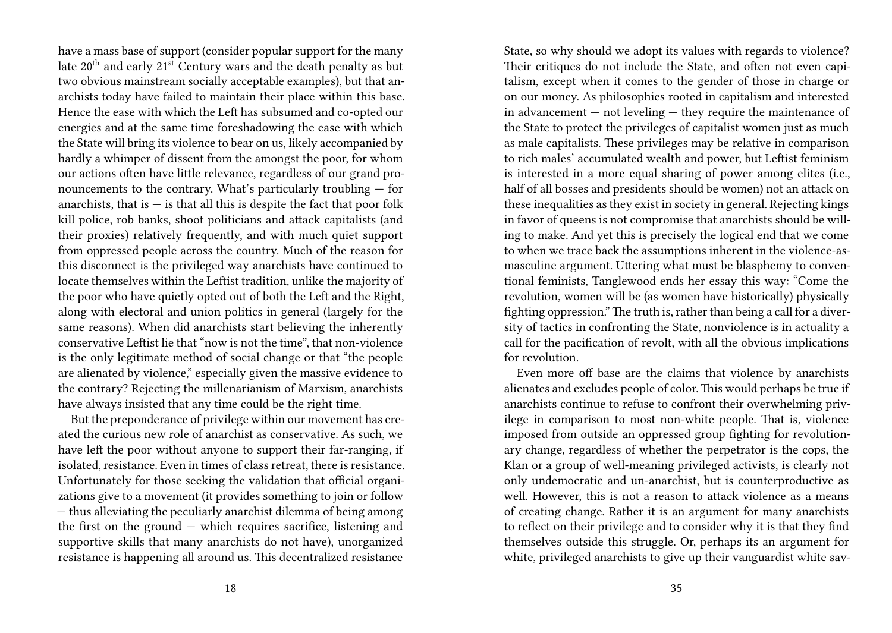have a mass base of support (consider popular support for the many late 20th and early 21st Century wars and the death penalty as but two obvious mainstream socially acceptable examples), but that anarchists today have failed to maintain their place within this base. Hence the ease with which the Left has subsumed and co-opted our energies and at the same time foreshadowing the ease with which the State will bring its violence to bear on us, likely accompanied by hardly a whimper of dissent from the amongst the poor, for whom our actions often have little relevance, regardless of our grand pronouncements to the contrary. What's particularly troubling — for anarchists, that is — is that all this is despite the fact that poor folk kill police, rob banks, shoot politicians and attack capitalists (and their proxies) relatively frequently, and with much quiet support from oppressed people across the country. Much of the reason for this disconnect is the privileged way anarchists have continued to locate themselves within the Leftist tradition, unlike the majority of the poor who have quietly opted out of both the Left and the Right, along with electoral and union politics in general (largely for the same reasons). When did anarchists start believing the inherently conservative Leftist lie that "now is not the time", that non-violence is the only legitimate method of social change or that "the people are alienated by violence," especially given the massive evidence to the contrary? Rejecting the millenarianism of Marxism, anarchists have always insisted that any time could be the right time.

But the preponderance of privilege within our movement has created the curious new role of anarchist as conservative. As such, we have left the poor without anyone to support their far-ranging, if isolated, resistance. Even in times of class retreat, there is resistance. Unfortunately for those seeking the validation that official organizations give to a movement (it provides something to join or follow — thus alleviating the peculiarly anarchist dilemma of being among the first on the ground — which requires sacrifice, listening and supportive skills that many anarchists do not have), unorganized resistance is happening all around us. This decentralized resistance

State, so why should we adopt its values with regards to violence? Their critiques do not include the State, and often not even capitalism, except when it comes to the gender of those in charge or on our money. As philosophies rooted in capitalism and interested in advancement — not leveling — they require the maintenance of the State to protect the privileges of capitalist women just as much as male capitalists. These privileges may be relative in comparison to rich males' accumulated wealth and power, but Leftist feminism is interested in a more equal sharing of power among elites (i.e., half of all bosses and presidents should be women) not an attack on these inequalities as they exist in society in general. Rejecting kings in favor of queens is not compromise that anarchists should be willing to make. And yet this is precisely the logical end that we come to when we trace back the assumptions inherent in the violence-as-masculine argument. Uttering what must be blasphemy to conventional feminists, Tanglewood ends her essay this way: "Come the revolution, women will be (as women have historically) physically fighting oppression." The truth is, rather than being a call for a diversity of tactics in confronting the State, nonviolence is in actuality a call for the pacification of revolt, with all the obvious implications for revolution.

Even more off base are the claims that violence by anarchists alienates and excludes people of color. This would perhaps be true if anarchists continue to refuse to confront their overwhelming privilege in comparison to most non-white people. That is, violence imposed from outside an oppressed group fighting for revolutionary change, regardless of whether the perpetrator is the cops, the Klan or a group of well-meaning privileged activists, is clearly not only undemocratic and un-anarchist, but is counterproductive as well. However, this is not a reason to attack violence as a means of creating change. Rather it is an argument for many anarchists to reflect on their privilege and to consider why it is that they find themselves outside this struggle. Or, perhaps its an argument for white, privileged anarchists to give up their vanguardist white sav-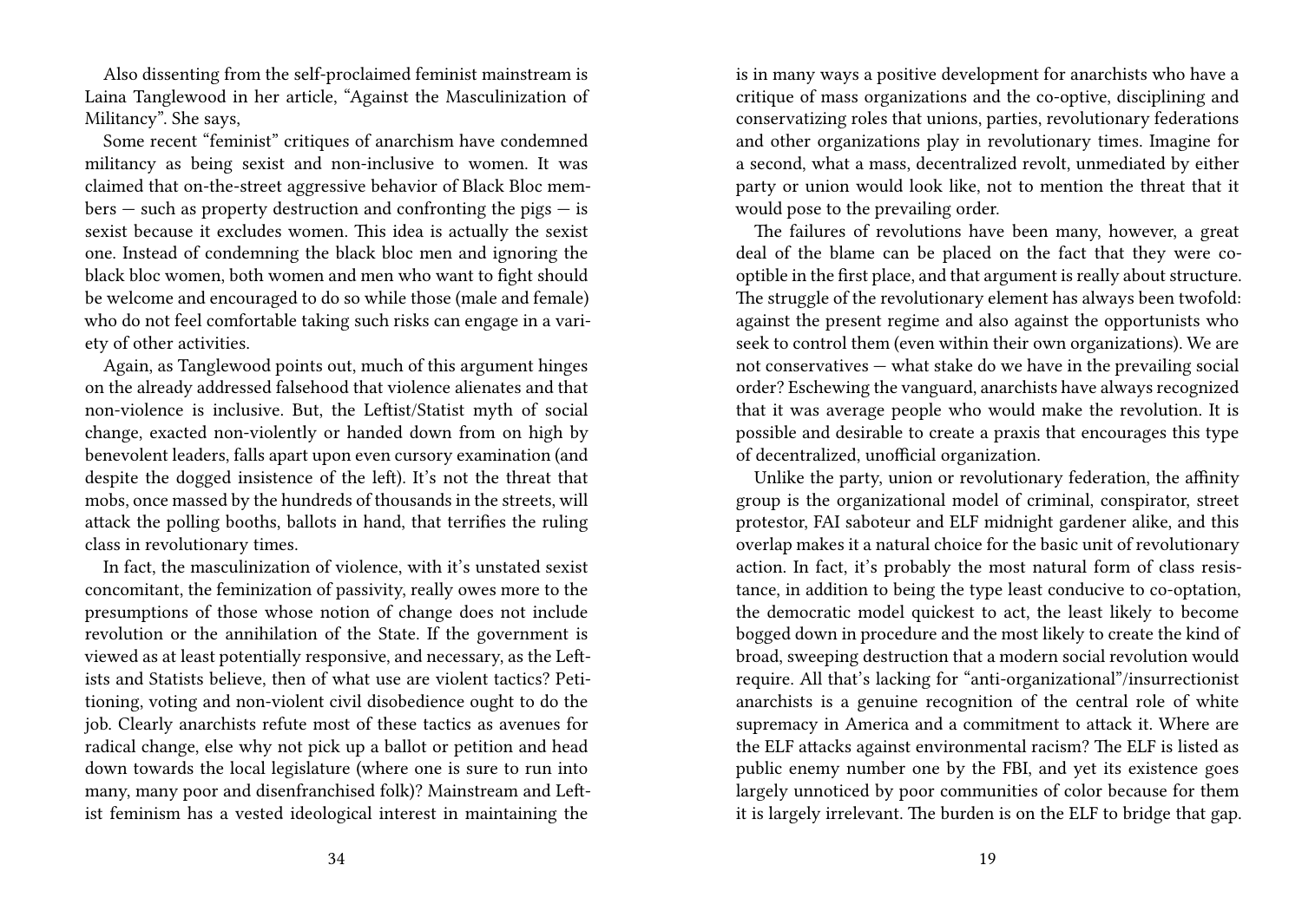Also dissenting from the self-proclaimed feminist mainstream is Laina Tanglewood in her article, "Against the Masculinization of Militancy". She says,

Some recent "feminist" critiques of anarchism have condemned militancy as being sexist and non-inclusive to women. It was claimed that on-the-street aggressive behavior of Black Bloc members — such as property destruction and confronting the pigs — is sexist because it excludes women. This idea is actually the sexist one. Instead of condemning the black bloc men and ignoring the black bloc women, both women and men who want to fight should be welcome and encouraged to do so while those (male and female) who do not feel comfortable taking such risks can engage in a variety of other activities.

Again, as Tanglewood points out, much of this argument hinges on the already addressed falsehood that violence alienates and that non-violence is inclusive. But, the Leftist/Statist myth of social change, exacted non-violently or handed down from on high by benevolent leaders, falls apart upon even cursory examination (and despite the dogged insistence of the left). It's not the threat that mobs, once massed by the hundreds of thousands in the streets, will attack the polling booths, ballots in hand, that terrifies the ruling class in revolutionary times.

In fact, the masculinization of violence, with it's unstated sexist concomitant, the feminization of passivity, really owes more to the presumptions of those whose notion of change does not include revolution or the annihilation of the State. If the government is viewed as at least potentially responsive, and necessary, as the Leftists and Statists believe, then of what use are violent tactics? Petitioning, voting and non-violent civil disobedience ought to do the job. Clearly anarchists refute most of these tactics as avenues for radical change, else why not pick up a ballot or petition and head down towards the local legislature (where one is sure to run into many, many poor and disenfranchised folk)? Mainstream and Leftist feminism has a vested ideological interest in maintaining the

is in many ways a positive development for anarchists who have a critique of mass organizations and the co-optive, disciplining and conservatizing roles that unions, parties, revolutionary federations and other organizations play in revolutionary times. Imagine for a second, what a mass, decentralized revolt, unmediated by either party or union would look like, not to mention the threat that it would pose to the prevailing order.

The failures of revolutions have been many, however, a great deal of the blame can be placed on the fact that they were co-optible in the first place, and that argument is really about structure. The struggle of the revolutionary element has always been twofold: against the present regime and also against the opportunists who seek to control them (even within their own organizations). We are not conservatives — what stake do we have in the prevailing social order? Eschewing the vanguard, anarchists have always recognized that it was average people who would make the revolution. It is possible and desirable to create a praxis that encourages this type of decentralized, unofficial organization.

Unlike the party, union or revolutionary federation, the affinity group is the organizational model of criminal, conspirator, street protestor, FAI saboteur and ELF midnight gardener alike, and this overlap makes it a natural choice for the basic unit of revolutionary action. In fact, it's probably the most natural form of class resistance, in addition to being the type least conducive to co-optation, the democratic model quickest to act, the least likely to become bogged down in procedure and the most likely to create the kind of broad, sweeping destruction that a modern social revolution would require. All that's lacking for "anti-organizational"/insurrectionist anarchists is a genuine recognition of the central role of white supremacy in America and a commitment to attack it. Where are the ELF attacks against environmental racism? The ELF is listed as public enemy number one by the FBI, and yet its existence goes largely unnoticed by poor communities of color because for them it is largely irrelevant. The burden is on the ELF to bridge that gap.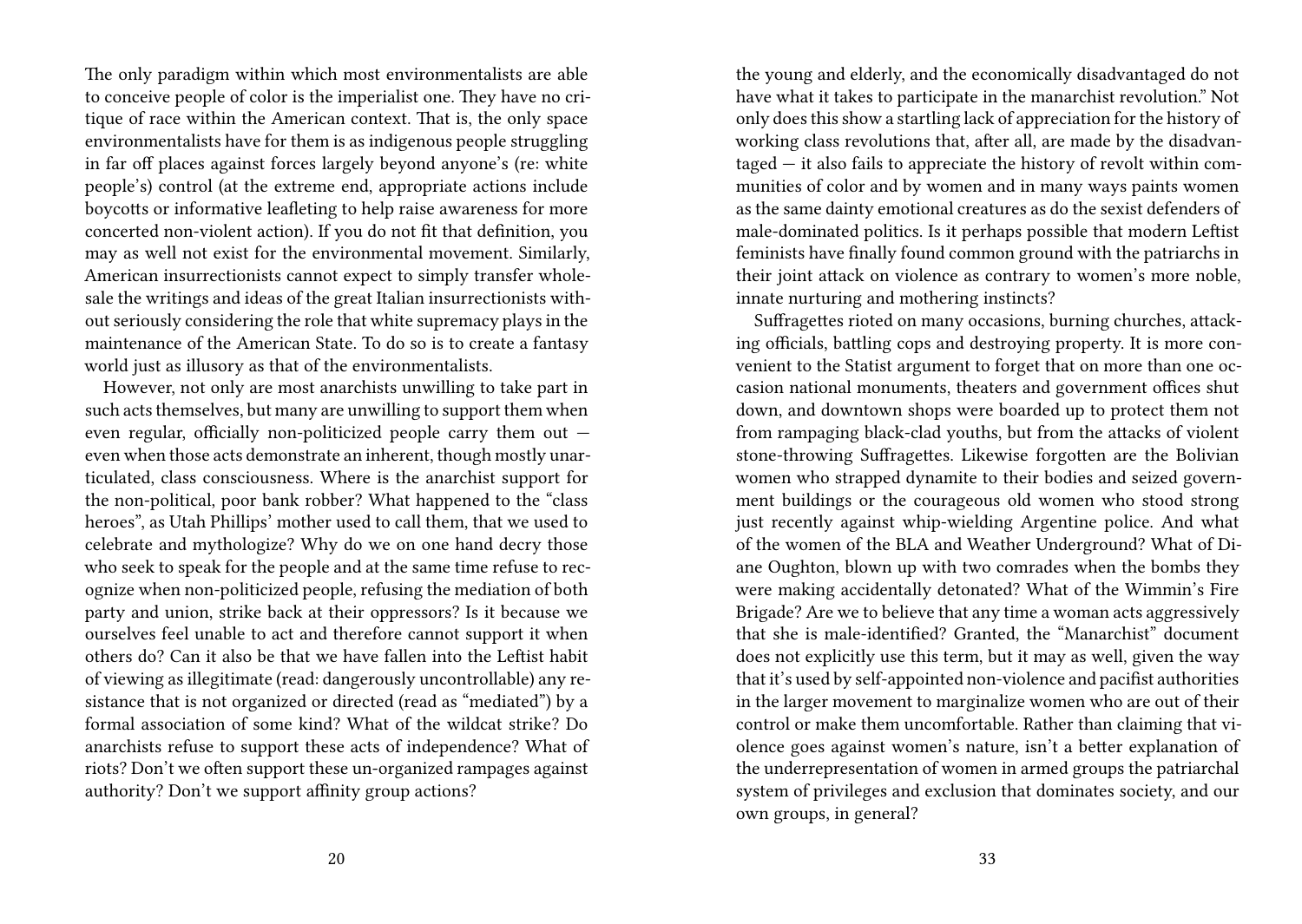The only paradigm within which most environmentalists are able to conceive people of color is the imperialist one. They have no critique of race within the American context. That is, the only space environmentalists have for them is as indigenous people struggling in far off places against forces largely beyond anyone's (re: white people's) control (at the extreme end, appropriate actions include boycotts or informative leafleting to help raise awareness for more concerted non-violent action). If you do not fit that definition, you may as well not exist for the environmental movement. Similarly, American insurrectionists cannot expect to simply transfer wholesale the writings and ideas of the great Italian insurrectionists without seriously considering the role that white supremacy plays in the maintenance of the American State. To do so is to create a fantasy world just as illusory as that of the environmentalists.

However, not only are most anarchists unwilling to take part in such acts themselves, but many are unwilling to support them when even regular, officially non-politicized people carry them out — even when those acts demonstrate an inherent, though mostly unarticulated, class consciousness. Where is the anarchist support for the non-political, poor bank robber? What happened to the "class heroes", as Utah Phillips' mother used to call them, that we used to celebrate and mythologize? Why do we on one hand decry those who seek to speak for the people and at the same time refuse to recognize when non-politicized people, refusing the mediation of both party and union, strike back at their oppressors? Is it because we ourselves feel unable to act and therefore cannot support it when others do? Can it also be that we have fallen into the Leftist habit of viewing as illegitimate (read: dangerously uncontrollable) any resistance that is not organized or directed (read as "mediated") by a formal association of some kind? What of the wildcat strike? Do anarchists refuse to support these acts of independence? What of riots? Don't we often support these un-organized rampages against authority? Don't we support affinity group actions?

the young and elderly, and the economically disadvantaged do not have what it takes to participate in the manarchist revolution." Not only does this show a startling lack of appreciation for the history of working class revolutions that, after all, are made by the disadvantaged — it also fails to appreciate the history of revolt within communities of color and by women and in many ways paints women as the same dainty emotional creatures as do the sexist defenders of male-dominated politics. Is it perhaps possible that modern Leftist feminists have finally found common ground with the patriarchs in their joint attack on violence as contrary to women's more noble, innate nurturing and mothering instincts?

Suffragettes rioted on many occasions, burning churches, attacking officials, battling cops and destroying property. It is more convenient to the Statist argument to forget that on more than one occasion national monuments, theaters and government offices shut down, and downtown shops were boarded up to protect them not from rampaging black-clad youths, but from the attacks of violent stone-throwing Suffragettes. Likewise forgotten are the Bolivian women who strapped dynamite to their bodies and seized government buildings or the courageous old women who stood strong just recently against whip-wielding Argentine police. And what of the women of the BLA and Weather Underground? What of Diane Oughton, blown up with two comrades when the bombs they were making accidentally detonated? What of the Wimmin's Fire Brigade? Are we to believe that any time a woman acts aggressively that she is male-identified? Granted, the "Manarchist" document does not explicitly use this term, but it may as well, given the way that it's used by self-appointed non-violence and pacifist authorities in the larger movement to marginalize women who are out of their control or make them uncomfortable. Rather than claiming that violence goes against women's nature, isn't a better explanation of the underrepresentation of women in armed groups the patriarchal system of privileges and exclusion that dominates society, and our own groups, in general?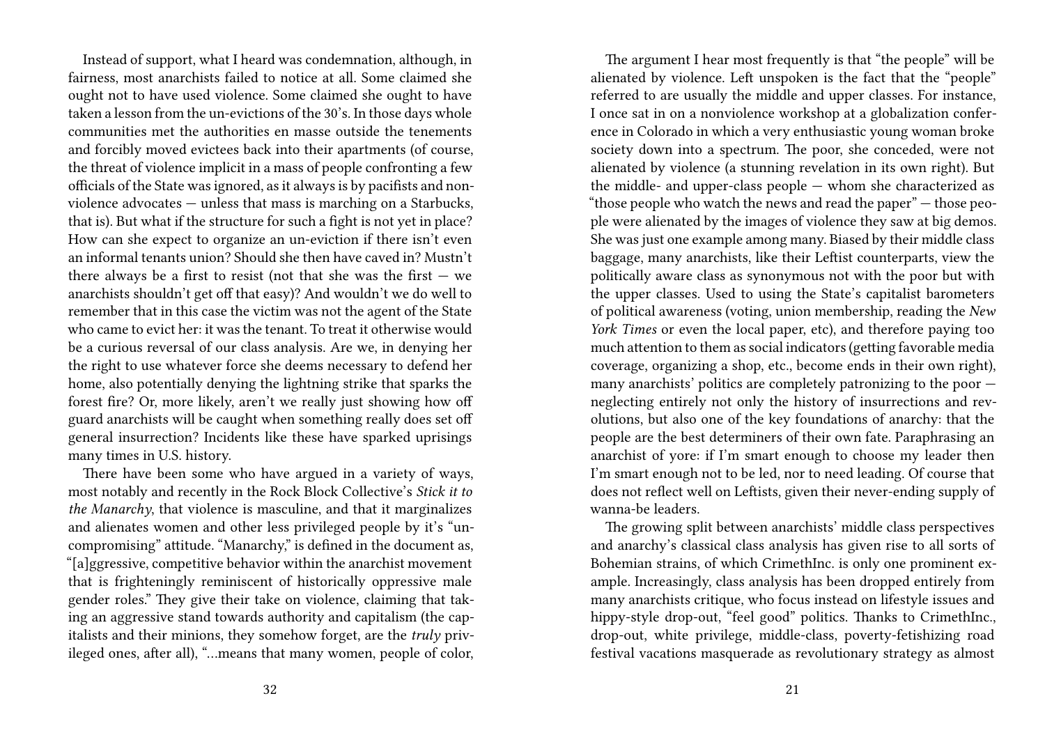Instead of support, what I heard was condemnation, although, in fairness, most anarchists failed to notice at all. Some claimed she ought not to have used violence. Some claimed she ought to have taken a lesson from the un-evictions of the 30's. In those days whole communities met the authorities en masse outside the tenements and forcibly moved evictees back into their apartments (of course, the threat of violence implicit in a mass of people confronting a few officials of the State was ignored, as it always is by pacifists and nonviolence advocates — unless that mass is marching on a Starbucks, that is). But what if the structure for such a fight is not yet in place? How can she expect to organize an un-eviction if there isn't even an informal tenants union? Should she then have caved in? Mustn't there always be a first to resist (not that she was the first — we anarchists shouldn't get off that easy)? And wouldn't we do well to remember that in this case the victim was not the agent of the State who came to evict her: it was the tenant. To treat it otherwise would be a curious reversal of our class analysis. Are we, in denying her the right to use whatever force she deems necessary to defend her home, also potentially denying the lightning strike that sparks the forest fire? Or, more likely, aren't we really just showing how off guard anarchists will be caught when something really does set off general insurrection? Incidents like these have sparked uprisings many times in U.S. history.

There have been some who have argued in a variety of ways, most notably and recently in the Rock Block Collective's *Stick it to the Manarchy*, that violence is masculine, and that it marginalizes and alienates women and other less privileged people by it's "uncompromising" attitude. "Manarchy," is defined in the document as, "[a]ggressive, competitive behavior within the anarchist movement that is frighteningly reminiscent of historically oppressive male gender roles." They give their take on violence, claiming that taking an aggressive stand towards authority and capitalism (the capitalists and their minions, they somehow forget, are the *truly* privileged ones, after all), "…means that many women, people of color,

The argument I hear most frequently is that "the people" will be alienated by violence. Left unspoken is the fact that the "people" referred to are usually the middle and upper classes. For instance, I once sat in on a nonviolence workshop at a globalization conference in Colorado in which a very enthusiastic young woman broke society down into a spectrum. The poor, she conceded, were not alienated by violence (a stunning revelation in its own right). But the middle- and upper-class people — whom she characterized as "those people who watch the news and read the paper" — those people were alienated by the images of violence they saw at big demos. She was just one example among many. Biased by their middle class baggage, many anarchists, like their Leftist counterparts, view the politically aware class as synonymous not with the poor but with the upper classes. Used to using the State's capitalist barometers of political awareness (voting, union membership, reading the *New York Times* or even the local paper, etc), and therefore paying too much attention to them as social indicators (getting favorable media coverage, organizing a shop, etc., become ends in their own right), many anarchists' politics are completely patronizing to the poor — neglecting entirely not only the history of insurrections and revolutions, but also one of the key foundations of anarchy: that the people are the best determiners of their own fate. Paraphrasing an anarchist of yore: if I'm smart enough to choose my leader then I'm smart enough not to be led, nor to need leading. Of course that does not reflect well on Leftists, given their never-ending supply of wanna-be leaders.

The growing split between anarchists' middle class perspectives and anarchy's classical class analysis has given rise to all sorts of Bohemian strains, of which CrimethInc. is only one prominent example. Increasingly, class analysis has been dropped entirely from many anarchists critique, who focus instead on lifestyle issues and hippy-style drop-out, "feel good" politics. Thanks to CrimethInc., drop-out, white privilege, middle-class, poverty-fetishizing road festival vacations masquerade as revolutionary strategy as almost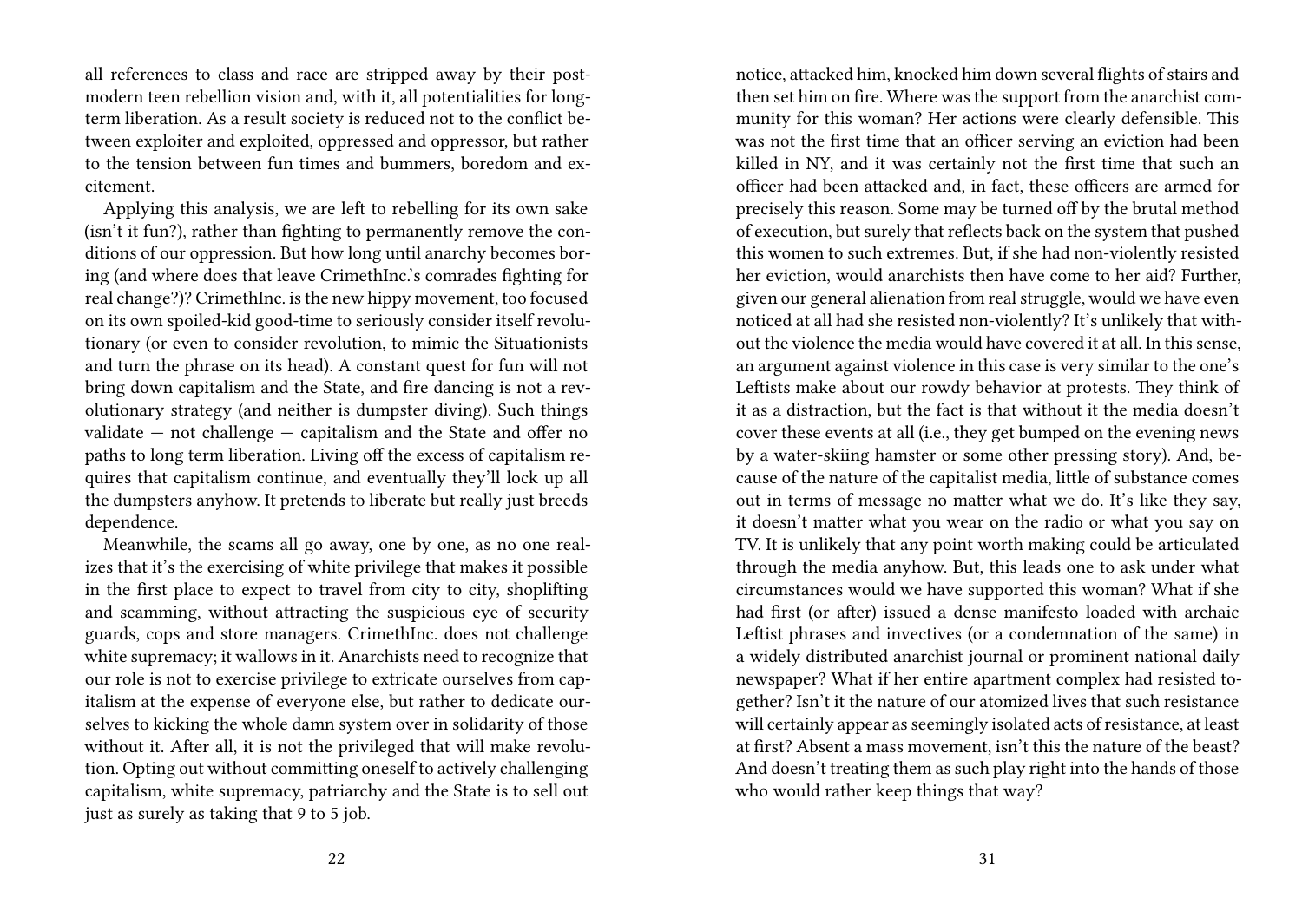all references to class and race are stripped away by their post-modern teen rebellion vision and, with it, all potentialities for long-term liberation. As a result society is reduced not to the conflict between exploiter and exploited, oppressed and oppressor, but rather to the tension between fun times and bummers, boredom and excitement.

Applying this analysis, we are left to rebelling for its own sake (isn't it fun?), rather than fighting to permanently remove the conditions of our oppression. But how long until anarchy becomes boring (and where does that leave CrimethInc.'s comrades fighting for real change?)? CrimethInc. is the new hippy movement, too focused on its own spoiled-kid good-time to seriously consider itself revolutionary (or even to consider revolution, to mimic the Situationists and turn the phrase on its head). A constant quest for fun will not bring down capitalism and the State, and fire dancing is not a revolutionary strategy (and neither is dumpster diving). Such things validate — not challenge — capitalism and the State and offer no paths to long term liberation. Living off the excess of capitalism requires that capitalism continue, and eventually they'll lock up all the dumpsters anyhow. It pretends to liberate but really just breeds dependence.

Meanwhile, the scams all go away, one by one, as no one realizes that it's the exercising of white privilege that makes it possible in the first place to expect to travel from city to city, shoplifting and scamming, without attracting the suspicious eye of security guards, cops and store managers. CrimethInc. does not challenge white supremacy; it wallows in it. Anarchists need to recognize that our role is not to exercise privilege to extricate ourselves from capitalism at the expense of everyone else, but rather to dedicate ourselves to kicking the whole damn system over in solidarity of those without it. After all, it is not the privileged that will make revolution. Opting out without committing oneself to actively challenging capitalism, white supremacy, patriarchy and the State is to sell out just as surely as taking that 9 to 5 job.

notice, attacked him, knocked him down several flights of stairs and then set him on fire. Where was the support from the anarchist community for this woman? Her actions were clearly defensible. This was not the first time that an officer serving an eviction had been killed in NY, and it was certainly not the first time that such an officer had been attacked and, in fact, these officers are armed for precisely this reason. Some may be turned off by the brutal method of execution, but surely that reflects back on the system that pushed this women to such extremes. But, if she had non-violently resisted her eviction, would anarchists then have come to her aid? Further, given our general alienation from real struggle, would we have even noticed at all had she resisted non-violently? It's unlikely that without the violence the media would have covered it at all. In this sense, an argument against violence in this case is very similar to the one's Leftists make about our rowdy behavior at protests. They think of it as a distraction, but the fact is that without it the media doesn't cover these events at all (i.e., they get bumped on the evening news by a water-skiing hamster or some other pressing story). And, because of the nature of the capitalist media, little of substance comes out in terms of message no matter what we do. It's like they say, it doesn't matter what you wear on the radio or what you say on TV. It is unlikely that any point worth making could be articulated through the media anyhow. But, this leads one to ask under what circumstances would we have supported this woman? What if she had first (or after) issued a dense manifesto loaded with archaic Leftist phrases and invectives (or a condemnation of the same) in a widely distributed anarchist journal or prominent national daily newspaper? What if her entire apartment complex had resisted together? Isn't it the nature of our atomized lives that such resistance will certainly appear as seemingly isolated acts of resistance, at least at first? Absent a mass movement, isn't this the nature of the beast? And doesn't treating them as such play right into the hands of those who would rather keep things that way?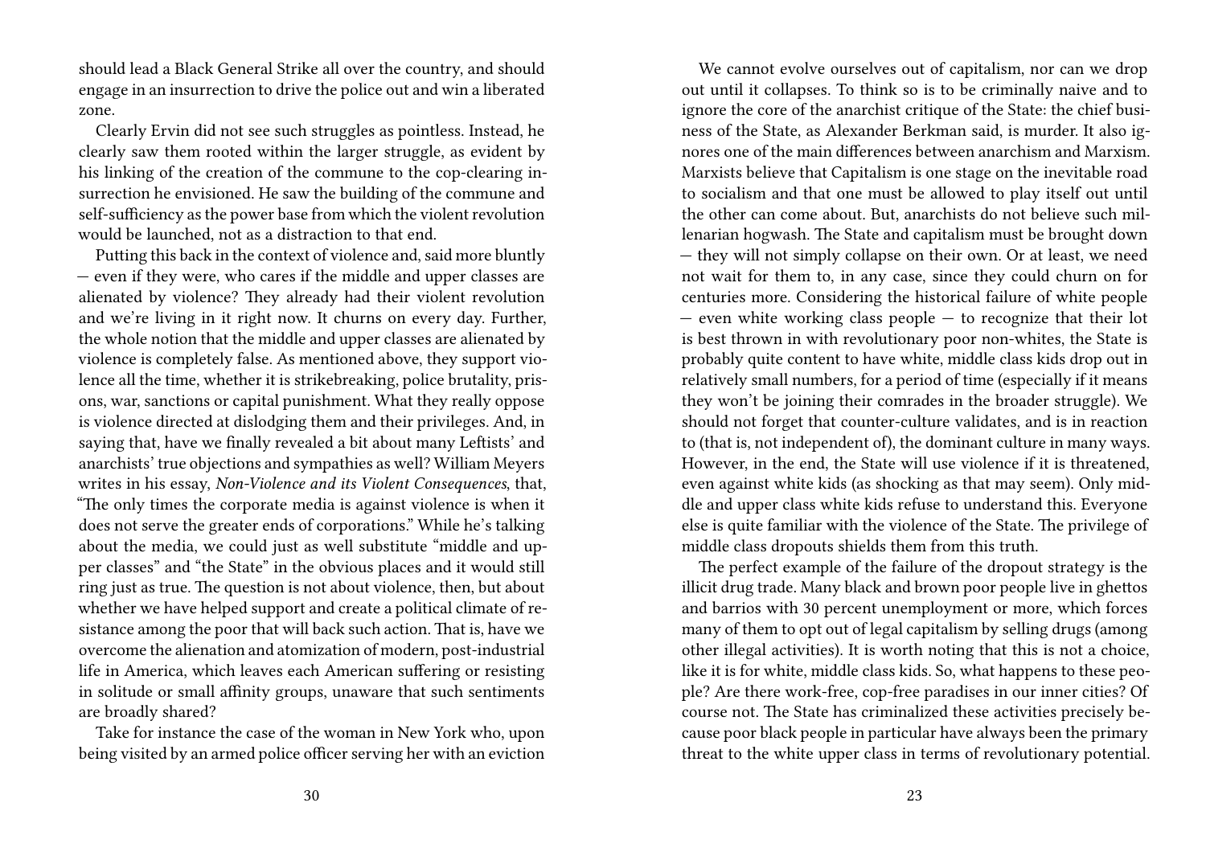should lead a Black General Strike all over the country, and should engage in an insurrection to drive the police out and win a liberated zone.

Clearly Ervin did not see such struggles as pointless. Instead, he clearly saw them rooted within the larger struggle, as evident by his linking of the creation of the commune to the cop-clearing insurrection he envisioned. He saw the building of the commune and self-sufficiency as the power base from which the violent revolution would be launched, not as a distraction to that end.

Putting this back in the context of violence and, said more bluntly — even if they were, who cares if the middle and upper classes are alienated by violence? They already had their violent revolution and we're living in it right now. It churns on every day. Further, the whole notion that the middle and upper classes are alienated by violence is completely false. As mentioned above, they support violence all the time, whether it is strikebreaking, police brutality, prisons, war, sanctions or capital punishment. What they really oppose is violence directed at dislodging them and their privileges. And, in saying that, have we finally revealed a bit about many Leftists' and anarchists' true objections and sympathies as well? William Meyers writes in his essay, *Non-Violence and its Violent Consequences*, that, "The only times the corporate media is against violence is when it does not serve the greater ends of corporations." While he's talking about the media, we could just as well substitute "middle and upper classes" and "the State" in the obvious places and it would still ring just as true. The question is not about violence, then, but about whether we have helped support and create a political climate of resistance among the poor that will back such action. That is, have we overcome the alienation and atomization of modern, post-industrial life in America, which leaves each American suffering or resisting in solitude or small affinity groups, unaware that such sentiments are broadly shared?

Take for instance the case of the woman in New York who, upon being visited by an armed police officer serving her with an eviction

We cannot evolve ourselves out of capitalism, nor can we drop out until it collapses. To think so is to be criminally naive and to ignore the core of the anarchist critique of the State: the chief business of the State, as Alexander Berkman said, is murder. It also ignores one of the main differences between anarchism and Marxism. Marxists believe that Capitalism is one stage on the inevitable road to socialism and that one must be allowed to play itself out until the other can come about. But, anarchists do not believe such millenarian hogwash. The State and capitalism must be brought down — they will not simply collapse on their own. Or at least, we need not wait for them to, in any case, since they could churn on for centuries more. Considering the historical failure of white people — even white working class people — to recognize that their lot is best thrown in with revolutionary poor non-whites, the State is probably quite content to have white, middle class kids drop out in relatively small numbers, for a period of time (especially if it means they won't be joining their comrades in the broader struggle). We should not forget that counter-culture validates, and is in reaction to (that is, not independent of), the dominant culture in many ways. However, in the end, the State will use violence if it is threatened, even against white kids (as shocking as that may seem). Only middle and upper class white kids refuse to understand this. Everyone else is quite familiar with the violence of the State. The privilege of middle class dropouts shields them from this truth.

The perfect example of the failure of the dropout strategy is the illicit drug trade. Many black and brown poor people live in ghettos and barrios with 30 percent unemployment or more, which forces many of them to opt out of legal capitalism by selling drugs (among other illegal activities). It is worth noting that this is not a choice, like it is for white, middle class kids. So, what happens to these people? Are there work-free, cop-free paradises in our inner cities? Of course not. The State has criminalized these activities precisely because poor black people in particular have always been the primary threat to the white upper class in terms of revolutionary potential.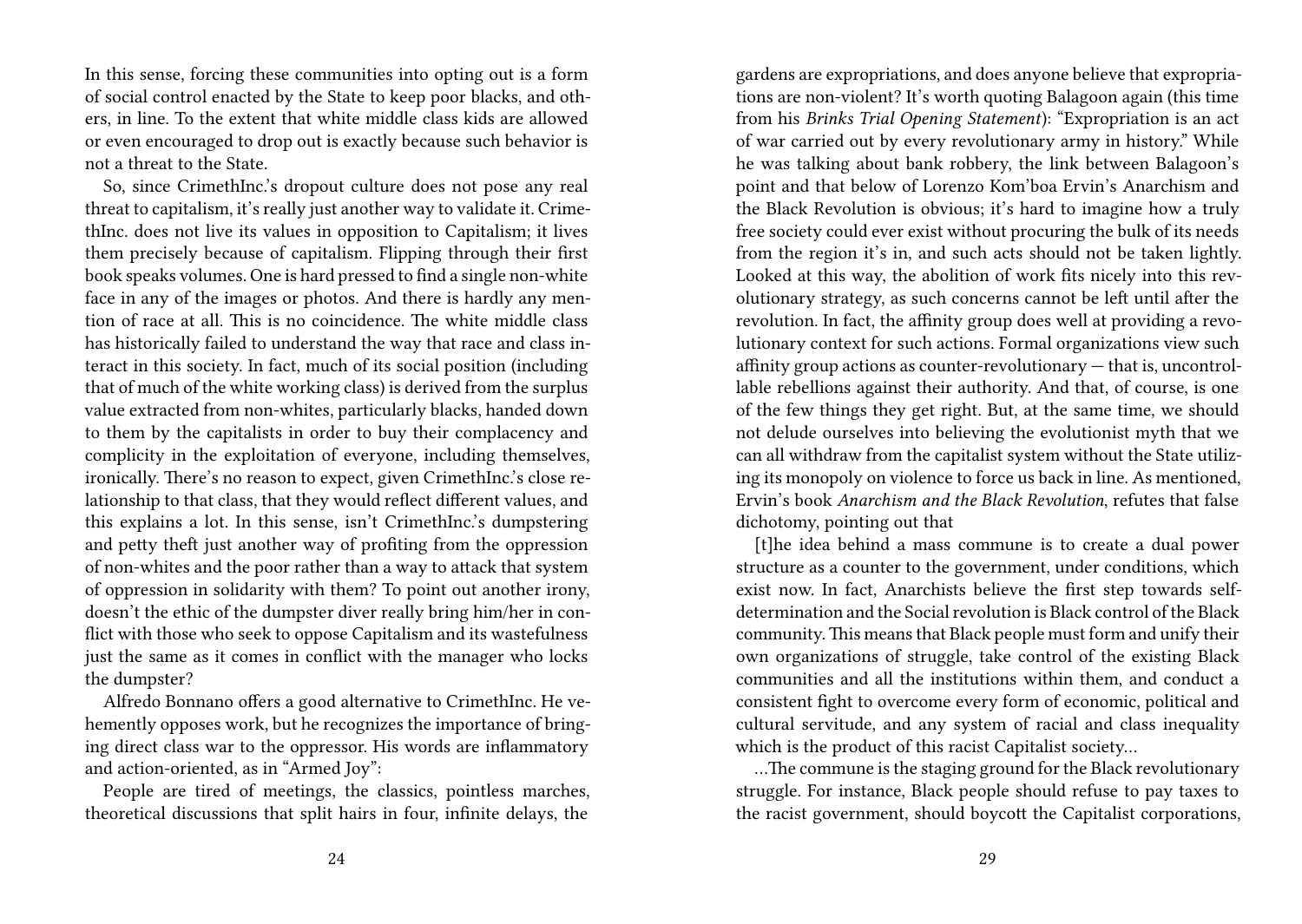In this sense, forcing these communities into opting out is a form of social control enacted by the State to keep poor blacks, and others, in line. To the extent that white middle class kids are allowed or even encouraged to drop out is exactly because such behavior is not a threat to the State.

So, since CrimethInc.'s dropout culture does not pose any real threat to capitalism, it's really just another way to validate it. CrimethInc. does not live its values in opposition to Capitalism; it lives them precisely because of capitalism. Flipping through their first book speaks volumes. One is hard pressed to find a single non-white face in any of the images or photos. And there is hardly any mention of race at all. This is no coincidence. The white middle class has historically failed to understand the way that race and class interact in this society. In fact, much of its social position (including that of much of the white working class) is derived from the surplus value extracted from non-whites, particularly blacks, handed down to them by the capitalists in order to buy their complacency and complicity in the exploitation of everyone, including themselves, ironically. There's no reason to expect, given CrimethInc.'s close relationship to that class, that they would reflect different values, and this explains a lot. In this sense, isn't CrimethInc.'s dumpstering and petty theft just another way of profiting from the oppression of non-whites and the poor rather than a way to attack that system of oppression in solidarity with them? To point out another irony, doesn't the ethic of the dumpster diver really bring him/her in conflict with those who seek to oppose Capitalism and its wastefulness just the same as it comes in conflict with the manager who locks the dumpster?

Alfredo Bonnano offers a good alternative to CrimethInc. He vehemently opposes work, but he recognizes the importance of bringing direct class war to the oppressor. His words are inflammatory and action-oriented, as in "Armed Joy":

People are tired of meetings, the classics, pointless marches, theoretical discussions that split hairs in four, infinite delays, the

gardens are expropriations, and does anyone believe that expropriations are non-violent? It's worth quoting Balagoon again (this time from his *Brinks Trial Opening Statement*): "Expropriation is an act of war carried out by every revolutionary army in history." While he was talking about bank robbery, the link between Balagoon's point and that below of Lorenzo Kom'boa Ervin's Anarchism and the Black Revolution is obvious; it's hard to imagine how a truly free society could ever exist without procuring the bulk of its needs from the region it's in, and such acts should not be taken lightly. Looked at this way, the abolition of work fits nicely into this revolutionary strategy, as such concerns cannot be left until after the revolution. In fact, the affinity group does well at providing a revolutionary context for such actions. Formal organizations view such affinity group actions as counter-revolutionary — that is, uncontrollable rebellions against their authority. And that, of course, is one of the few things they get right. But, at the same time, we should not delude ourselves into believing the evolutionist myth that we can all withdraw from the capitalist system without the State utilizing its monopoly on violence to force us back in line. As mentioned, Ervin's book *Anarchism and the Black Revolution*, refutes that false dichotomy, pointing out that

[t]he idea behind a mass commune is to create a dual power structure as a counter to the government, under conditions, which exist now. In fact, Anarchists believe the first step towards self-determination and the Social revolution is Black control of the Black community. This means that Black people must form and unify their own organizations of struggle, take control of the existing Black communities and all the institutions within them, and conduct a consistent fight to overcome every form of economic, political and cultural servitude, and any system of racial and class inequality which is the product of this racist Capitalist society…

…The commune is the staging ground for the Black revolutionary struggle. For instance, Black people should refuse to pay taxes to the racist government, should boycott the Capitalist corporations,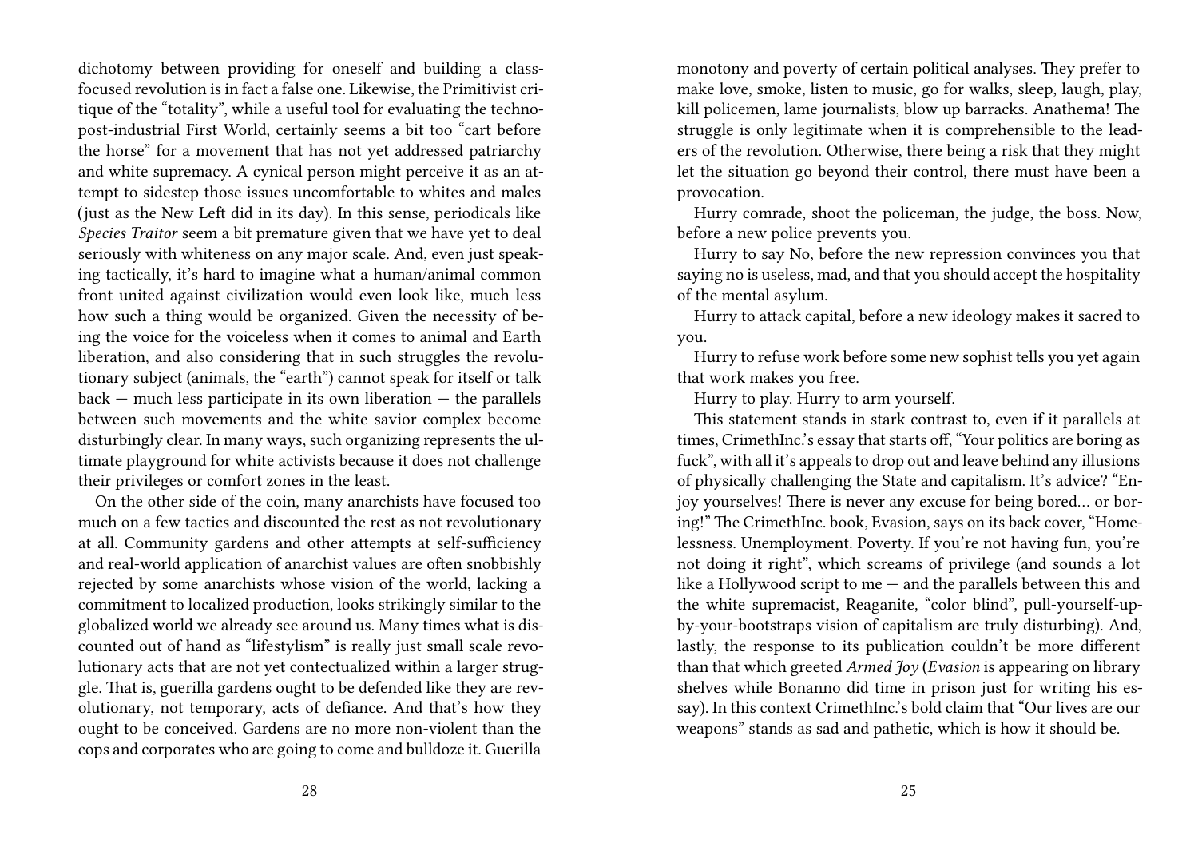dichotomy between providing for oneself and building a class-focused revolution is in fact a false one. Likewise, the Primitivist critique of the "totality", while a useful tool for evaluating the techno-post-industrial First World, certainly seems a bit too "cart before the horse" for a movement that has not yet addressed patriarchy and white supremacy. A cynical person might perceive it as an attempt to sidestep those issues uncomfortable to whites and males (just as the New Left did in its day). In this sense, periodicals like *Species Traitor* seem a bit premature given that we have yet to deal seriously with whiteness on any major scale. And, even just speaking tactically, it's hard to imagine what a human/animal common front united against civilization would even look like, much less how such a thing would be organized. Given the necessity of being the voice for the voiceless when it comes to animal and Earth liberation, and also considering that in such struggles the revolutionary subject (animals, the "earth") cannot speak for itself or talk back — much less participate in its own liberation — the parallels between such movements and the white savior complex become disturbingly clear. In many ways, such organizing represents the ultimate playground for white activists because it does not challenge their privileges or comfort zones in the least.

On the other side of the coin, many anarchists have focused too much on a few tactics and discounted the rest as not revolutionary at all. Community gardens and other attempts at self-sufficiency and real-world application of anarchist values are often snobbishly rejected by some anarchists whose vision of the world, lacking a commitment to localized production, looks strikingly similar to the globalized world we already see around us. Many times what is discounted out of hand as "lifestylism" is really just small scale revolutionary acts that are not yet contectualized within a larger struggle. That is, guerilla gardens ought to be defended like they are revolutionary, not temporary, acts of defiance. And that's how they ought to be conceived. Gardens are no more non-violent than the cops and corporates who are going to come and bulldoze it. Guerilla

monotony and poverty of certain political analyses. They prefer to make love, smoke, listen to music, go for walks, sleep, laugh, play, kill policemen, lame journalists, blow up barracks. Anathema! The struggle is only legitimate when it is comprehensible to the leaders of the revolution. Otherwise, there being a risk that they might let the situation go beyond their control, there must have been a provocation.

Hurry comrade, shoot the policeman, the judge, the boss. Now, before a new police prevents you.

Hurry to say No, before the new repression convinces you that saying no is useless, mad, and that you should accept the hospitality of the mental asylum.

Hurry to attack capital, before a new ideology makes it sacred to you.

Hurry to refuse work before some new sophist tells you yet again that work makes you free.

Hurry to play. Hurry to arm yourself.

This statement stands in stark contrast to, even if it parallels at times, CrimethInc.'s essay that starts off, "Your politics are boring as fuck", with all it's appeals to drop out and leave behind any illusions of physically challenging the State and capitalism. It's advice? "Enjoy yourselves! There is never any excuse for being bored… or boring!" The CrimethInc. book, Evasion, says on its back cover, "Homelessness. Unemployment. Poverty. If you're not having fun, you're not doing it right", which screams of privilege (and sounds a lot like a Hollywood script to me — and the parallels between this and the white supremacist, Reaganite, "color blind", pull-yourself-up-by-your-bootstraps vision of capitalism are truly disturbing). And, lastly, the response to its publication couldn't be more different than that which greeted *Armed Joy* (*Evasion* is appearing on library shelves while Bonanno did time in prison just for writing his essay). In this context CrimethInc.'s bold claim that "Our lives are our weapons" stands as sad and pathetic, which is how it should be.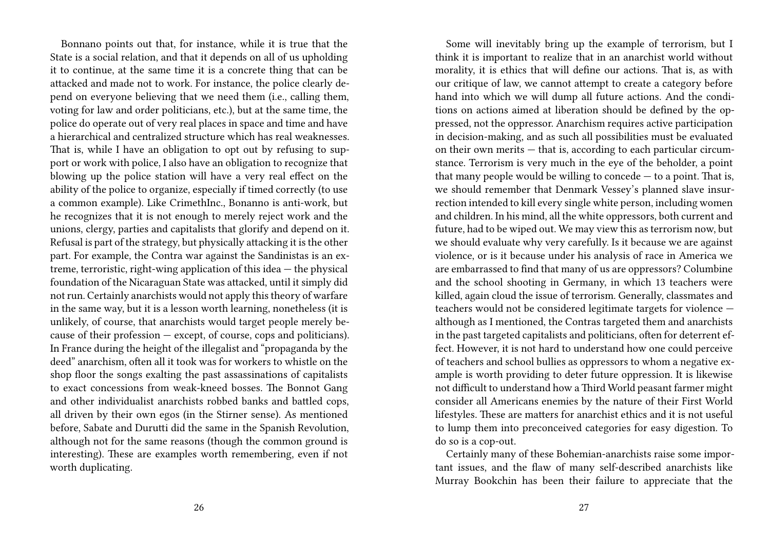Bonnano points out that, for instance, while it is true that the State is a social relation, and that it depends on all of us upholding it to continue, at the same time it is a concrete thing that can be attacked and made not to work. For instance, the police clearly depend on everyone believing that we need them (i.e., calling them, voting for law and order politicians, etc.), but at the same time, the police do operate out of very real places in space and time and have a hierarchical and centralized structure which has real weaknesses. That is, while I have an obligation to opt out by refusing to support or work with police, I also have an obligation to recognize that blowing up the police station will have a very real effect on the ability of the police to organize, especially if timed correctly (to use a common example). Like CrimethInc., Bonanno is anti-work, but he recognizes that it is not enough to merely reject work and the unions, clergy, parties and capitalists that glorify and depend on it. Refusal is part of the strategy, but physically attacking it is the other part. For example, the Contra war against the Sandinistas is an extreme, terroristic, right-wing application of this idea — the physical foundation of the Nicaraguan State was attacked, until it simply did not run. Certainly anarchists would not apply this theory of warfare in the same way, but it is a lesson worth learning, nonetheless (it is unlikely, of course, that anarchists would target people merely because of their profession — except, of course, cops and politicians). In France during the height of the illegalist and "propaganda by the deed" anarchism, often all it took was for workers to whistle on the shop floor the songs exalting the past assassinations of capitalists to exact concessions from weak-kneed bosses. The Bonnot Gang and other individualist anarchists robbed banks and battled cops, all driven by their own egos (in the Stirner sense). As mentioned before, Sabate and Durutti did the same in the Spanish Revolution, although not for the same reasons (though the common ground is interesting). These are examples worth remembering, even if not worth duplicating.

Some will inevitably bring up the example of terrorism, but I think it is important to realize that in an anarchist world without morality, it is ethics that will define our actions. That is, as with our critique of law, we cannot attempt to create a category before hand into which we will dump all future actions. And the conditions on actions aimed at liberation should be defined by the oppressed, not the oppressor. Anarchism requires active participation in decision-making, and as such all possibilities must be evaluated on their own merits — that is, according to each particular circumstance. Terrorism is very much in the eye of the beholder, a point that many people would be willing to concede — to a point. That is, we should remember that Denmark Vessey's planned slave insurrection intended to kill every single white person, including women and children. In his mind, all the white oppressors, both current and future, had to be wiped out. We may view this as terrorism now, but we should evaluate why very carefully. Is it because we are against violence, or is it because under his analysis of race in America we are embarrassed to find that many of us are oppressors? Columbine and the school shooting in Germany, in which 13 teachers were killed, again cloud the issue of terrorism. Generally, classmates and teachers would not be considered legitimate targets for violence — although as I mentioned, the Contras targeted them and anarchists in the past targeted capitalists and politicians, often for deterrent effect. However, it is not hard to understand how one could perceive of teachers and school bullies as oppressors to whom a negative example is worth providing to deter future oppression. It is likewise not difficult to understand how a Third World peasant farmer might consider all Americans enemies by the nature of their First World lifestyles. These are matters for anarchist ethics and it is not useful to lump them into preconceived categories for easy digestion. To do so is a cop-out.

Certainly many of these Bohemian-anarchists raise some important issues, and the flaw of many self-described anarchists like Murray Bookchin has been their failure to appreciate that the